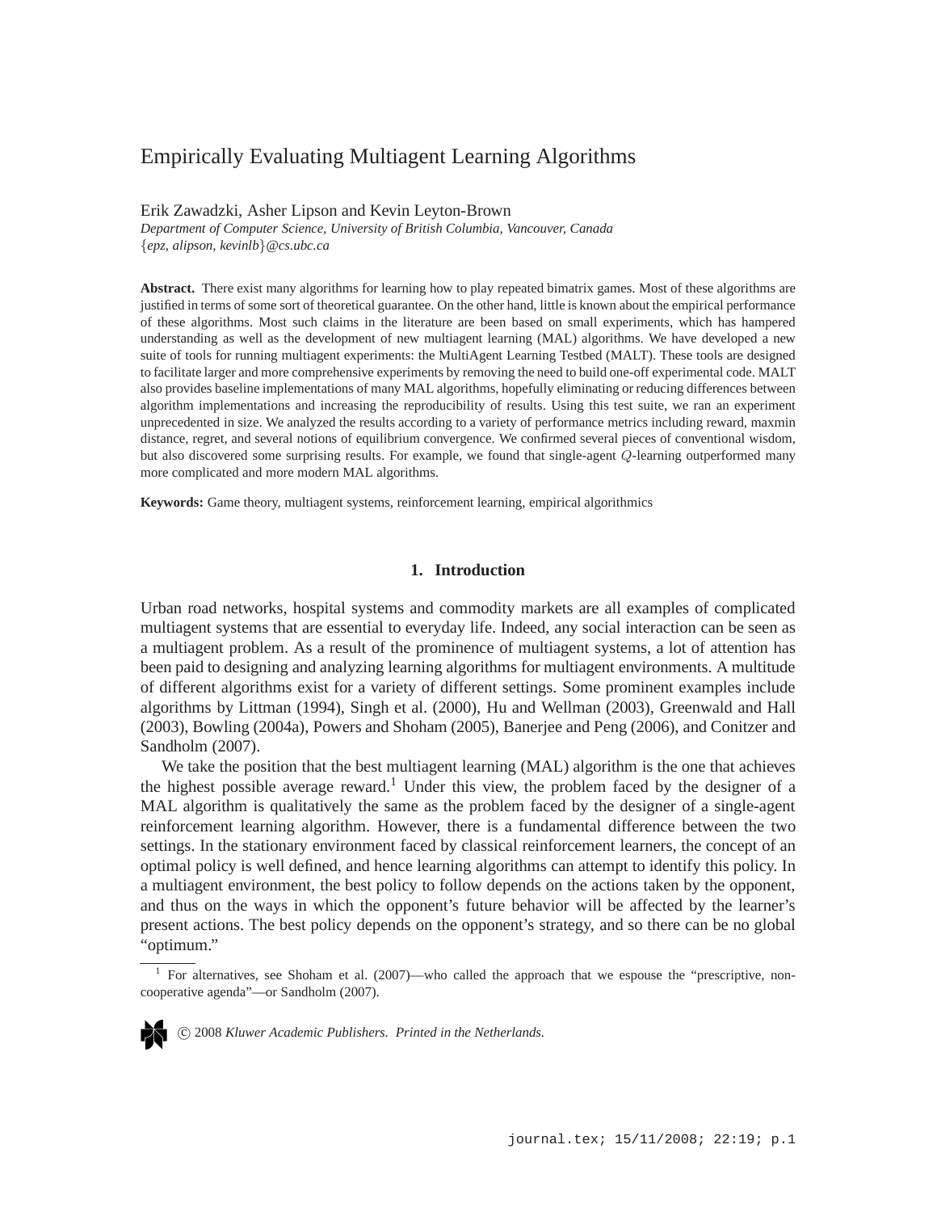# Empirically Evaluating Multiagent Learning Algorithms

Erik Zawadzki, Asher Lipson and Kevin Leyton-Brown
*Department of Computer Science, University of British Columbia, Vancouver, Canada*
{*epz, alipson, kevinlb*}*@cs.ubc.ca*

**Abstract.** There exist many algorithms for learning how to play repeated bimatrix games. Most of these algorithms are justified in terms of some sort of theoretical guarantee. On the other hand, little is known about the empirical performance of these algorithms. Most such claims in the literature are been based on small experiments, which has hampered understanding as well as the development of new multiagent learning (MAL) algorithms. We have developed a new suite of tools for running multiagent experiments: the MultiAgent Learning Testbed (MALT). These tools are designed to facilitate larger and more comprehensive experiments by removing the need to build one-off experimental code. MALT also provides baseline implementations of many MAL algorithms, hopefully eliminating or reducing differences between algorithm implementations and increasing the reproducibility of results. Using this test suite, we ran an experiment unprecedented in size. We analyzed the results according to a variety of performance metrics including reward, maxmin distance, regret, and several notions of equilibrium convergence. We confirmed several pieces of conventional wisdom, but also discovered some surprising results. For example, we found that single-agent $Q$-learning outperformed many more complicated and more modern MAL algorithms.

**Keywords:** Game theory, multiagent systems, reinforcement learning, empirical algorithmics

## 1. Introduction

Urban road networks, hospital systems and commodity markets are all examples of complicated multiagent systems that are essential to everyday life. Indeed, any social interaction can be seen as a multiagent problem. As a result of the prominence of multiagent systems, a lot of attention has been paid to designing and analyzing learning algorithms for multiagent environments. A multitude of different algorithms exist for a variety of different settings. Some prominent examples include algorithms by Littman (1994), Singh et al. (2000), Hu and Wellman (2003), Greenwald and Hall (2003), Bowling (2004a), Powers and Shoham (2005), Banerjee and Peng (2006), and Conitzer and Sandholm (2007).

We take the position that the best multiagent learning (MAL) algorithm is the one that achieves the highest possible average reward.[1] Under this view, the problem faced by the designer of a MAL algorithm is qualitatively the same as the problem faced by the designer of a single-agent reinforcement learning algorithm. However, there is a fundamental difference between the two settings. In the stationary environment faced by classical reinforcement learners, the concept of an optimal policy is well defined, and hence learning algorithms can attempt to identify this policy. In a multiagent environment, the best policy to follow depends on the actions taken by the opponent, and thus on the ways in which the opponent's future behavior will be affected by the learner's present actions. The best policy depends on the opponent's strategy, and so there can be no global "optimum."

[1] For alternatives, see Shoham et al. (2007)—who called the approach that we espouse the "prescriptive, non-cooperative agenda"—or Sandholm (2007).

© 2008 *Kluwer Academic Publishers. Printed in the Netherlands.*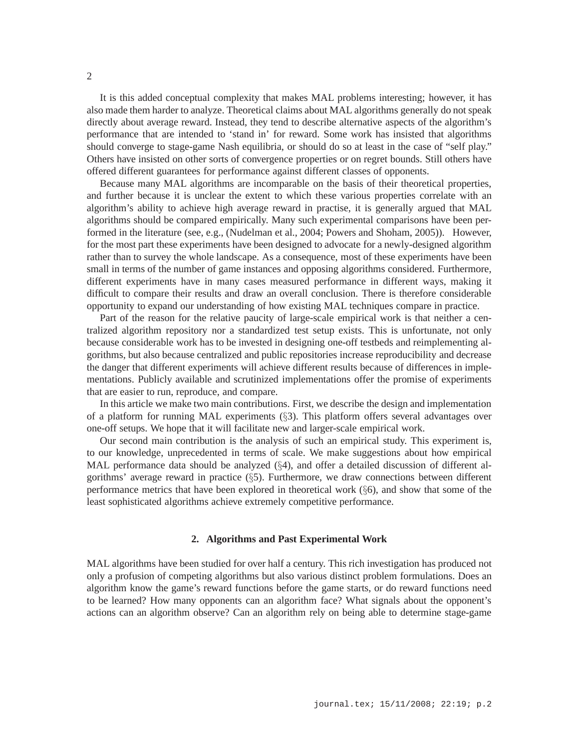It is this added conceptual complexity that makes MAL problems interesting; however, it has also made them harder to analyze. Theoretical claims about MAL algorithms generally do not speak directly about average reward. Instead, they tend to describe alternative aspects of the algorithm's performance that are intended to 'stand in' for reward. Some work has insisted that algorithms should converge to stage-game Nash equilibria, or should do so at least in the case of "self play." Others have insisted on other sorts of convergence properties or on regret bounds. Still others have offered different guarantees for performance against different classes of opponents.

Because many MAL algorithms are incomparable on the basis of their theoretical properties, and further because it is unclear the extent to which these various properties correlate with an algorithm's ability to achieve high average reward in practise, it is generally argued that MAL algorithms should be compared empirically. Many such experimental comparisons have been performed in the literature (see, e.g., (Nudelman et al., 2004; Powers and Shoham, 2005)). However, for the most part these experiments have been designed to advocate for a newly-designed algorithm rather than to survey the whole landscape. As a consequence, most of these experiments have been small in terms of the number of game instances and opposing algorithms considered. Furthermore, different experiments have in many cases measured performance in different ways, making it difficult to compare their results and draw an overall conclusion. There is therefore considerable opportunity to expand our understanding of how existing MAL techniques compare in practice.

Part of the reason for the relative paucity of large-scale empirical work is that neither a centralized algorithm repository nor a standardized test setup exists. This is unfortunate, not only because considerable work has to be invested in designing one-off testbeds and reimplementing algorithms, but also because centralized and public repositories increase reproducibility and decrease the danger that different experiments will achieve different results because of differences in implementations. Publicly available and scrutinized implementations offer the promise of experiments that are easier to run, reproduce, and compare.

In this article we make two main contributions. First, we describe the design and implementation of a platform for running MAL experiments (§3). This platform offers several advantages over one-off setups. We hope that it will facilitate new and larger-scale empirical work.

Our second main contribution is the analysis of such an empirical study. This experiment is, to our knowledge, unprecedented in terms of scale. We make suggestions about how empirical MAL performance data should be analyzed (§4), and offer a detailed discussion of different algorithms' average reward in practice (§5). Furthermore, we draw connections between different performance metrics that have been explored in theoretical work (§6), and show that some of the least sophisticated algorithms achieve extremely competitive performance.

## 2. Algorithms and Past Experimental Work

MAL algorithms have been studied for over half a century. This rich investigation has produced not only a profusion of competing algorithms but also various distinct problem formulations. Does an algorithm know the game's reward functions before the game starts, or do reward functions need to be learned? How many opponents can an algorithm face? What signals about the opponent's actions can an algorithm observe? Can an algorithm rely on being able to determine stage-game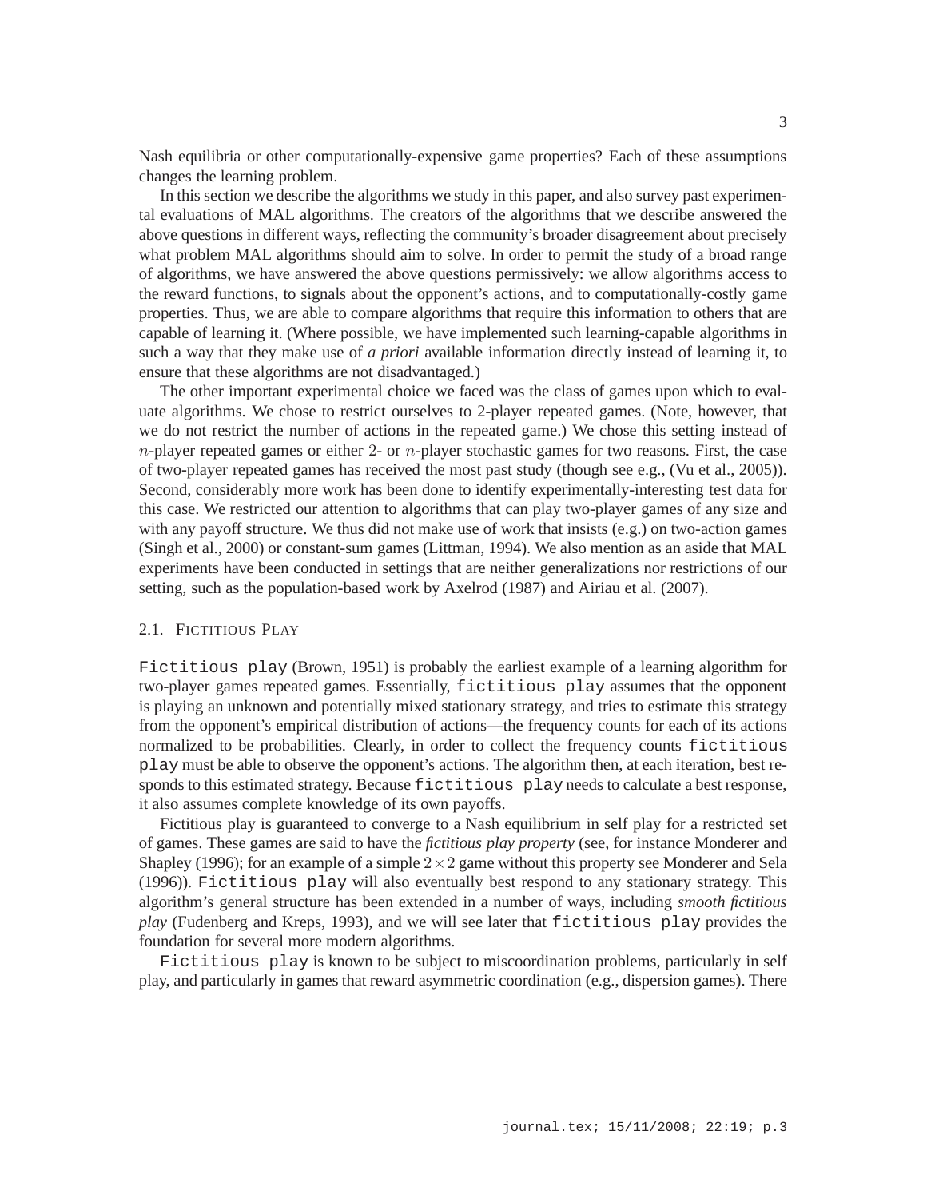Nash equilibria or other computationally-expensive game properties? Each of these assumptions changes the learning problem.

In this section we describe the algorithms we study in this paper, and also survey past experimental evaluations of MAL algorithms. The creators of the algorithms that we describe answered the above questions in different ways, reflecting the community's broader disagreement about precisely what problem MAL algorithms should aim to solve. In order to permit the study of a broad range of algorithms, we have answered the above questions permissively: we allow algorithms access to the reward functions, to signals about the opponent's actions, and to computationally-costly game properties. Thus, we are able to compare algorithms that require this information to others that are capable of learning it. (Where possible, we have implemented such learning-capable algorithms in such a way that they make use of *a priori* available information directly instead of learning it, to ensure that these algorithms are not disadvantaged.)

The other important experimental choice we faced was the class of games upon which to evaluate algorithms. We chose to restrict ourselves to 2-player repeated games. (Note, however, that we do not restrict the number of actions in the repeated game.) We chose this setting instead of $n$-player repeated games or either $2$- or $n$-player stochastic games for two reasons. First, the case of two-player repeated games has received the most past study (though see e.g., (Vu et al., 2005)). Second, considerably more work has been done to identify experimentally-interesting test data for this case. We restricted our attention to algorithms that can play two-player games of any size and with any payoff structure. We thus did not make use of work that insists (e.g.) on two-action games (Singh et al., 2000) or constant-sum games (Littman, 1994). We also mention as an aside that MAL experiments have been conducted in settings that are neither generalizations nor restrictions of our setting, such as the population-based work by Axelrod (1987) and Airiau et al. (2007).

### 2.1. Fictitious Play

`Fictitious play` (Brown, 1951) is probably the earliest example of a learning algorithm for two-player games repeated games. Essentially, `fictitious play` assumes that the opponent is playing an unknown and potentially mixed stationary strategy, and tries to estimate this strategy from the opponent's empirical distribution of actions—the frequency counts for each of its actions normalized to be probabilities. Clearly, in order to collect the frequency counts `fictitious play` must be able to observe the opponent's actions. The algorithm then, at each iteration, best responds to this estimated strategy. Because `fictitious play` needs to calculate a best response, it also assumes complete knowledge of its own payoffs.

Fictitious play is guaranteed to converge to a Nash equilibrium in self play for a restricted set of games. These games are said to have the *fictitious play property* (see, for instance Monderer and Shapley (1996); for an example of a simple $2 \times 2$ game without this property see Monderer and Sela (1996)). `Fictitious play` will also eventually best respond to any stationary strategy. This algorithm's general structure has been extended in a number of ways, including *smooth fictitious play* (Fudenberg and Kreps, 1993), and we will see later that `fictitious play` provides the foundation for several more modern algorithms.

`Fictitious play` is known to be subject to miscoordination problems, particularly in self play, and particularly in games that reward asymmetric coordination (e.g., dispersion games). There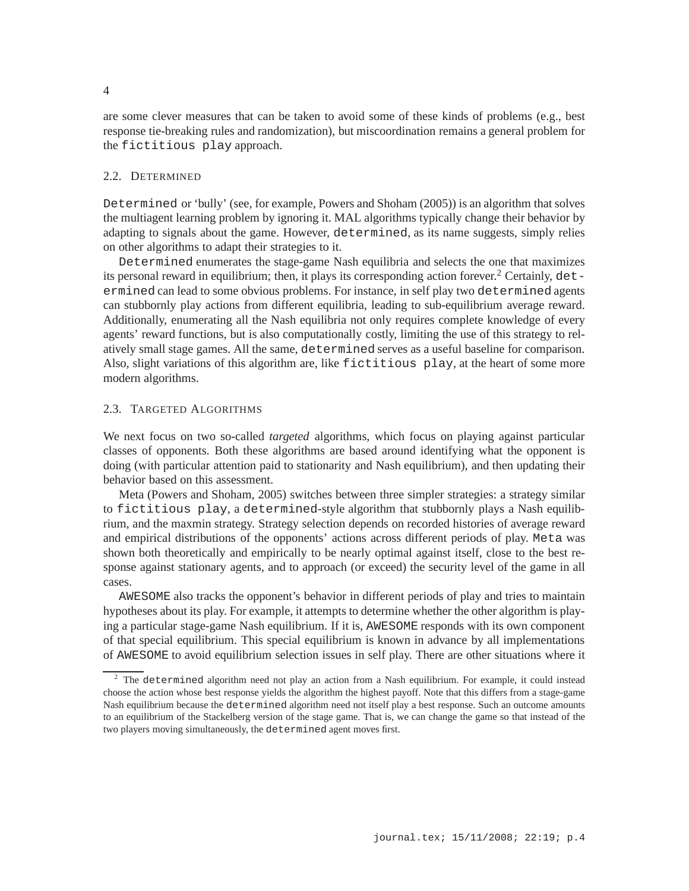are some clever measures that can be taken to avoid some of these kinds of problems (e.g., best response tie-breaking rules and randomization), but miscoordination remains a general problem for the `fictitious play` approach.

### 2.2. Determined

`Determined` or 'bully' (see, for example, Powers and Shoham (2005)) is an algorithm that solves the multiagent learning problem by ignoring it. MAL algorithms typically change their behavior by adapting to signals about the game. However, `determined`, as its name suggests, simply relies on other algorithms to adapt their strategies to it.

`Determined` enumerates the stage-game Nash equilibria and selects the one that maximizes its personal reward in equilibrium; then, it plays its corresponding action forever.[2] Certainly, `determined` can lead to some obvious problems. For instance, in self play two `determined` agents can stubbornly play actions from different equilibria, leading to sub-equilibrium average reward. Additionally, enumerating all the Nash equilibria not only requires complete knowledge of every agents' reward functions, but is also computationally costly, limiting the use of this strategy to relatively small stage games. All the same, `determined` serves as a useful baseline for comparison. Also, slight variations of this algorithm are, like `fictitious play`, at the heart of some more modern algorithms.

### 2.3. Targeted Algorithms

We next focus on two so-called *targeted* algorithms, which focus on playing against particular classes of opponents. Both these algorithms are based around identifying what the opponent is doing (with particular attention paid to stationarity and Nash equilibrium), and then updating their behavior based on this assessment.

Meta (Powers and Shoham, 2005) switches between three simpler strategies: a strategy similar to `fictitious play`, a `determined`-style algorithm that stubbornly plays a Nash equilibrium, and the maxmin strategy. Strategy selection depends on recorded histories of average reward and empirical distributions of the opponents' actions across different periods of play. `Meta` was shown both theoretically and empirically to be nearly optimal against itself, close to the best response against stationary agents, and to approach (or exceed) the security level of the game in all cases.

`AWESOME` also tracks the opponent's behavior in different periods of play and tries to maintain hypotheses about its play. For example, it attempts to determine whether the other algorithm is playing a particular stage-game Nash equilibrium. If it is, `AWESOME` responds with its own component of that special equilibrium. This special equilibrium is known in advance by all implementations of `AWESOME` to avoid equilibrium selection issues in self play. There are other situations where it

[2] The `determined` algorithm need not play an action from a Nash equilibrium. For example, it could instead choose the action whose best response yields the algorithm the highest payoff. Note that this differs from a stage-game Nash equilibrium because the `determined` algorithm need not itself play a best response. Such an outcome amounts to an equilibrium of the Stackelberg version of the stage game. That is, we can change the game so that instead of the two players moving simultaneously, the `determined` agent moves first.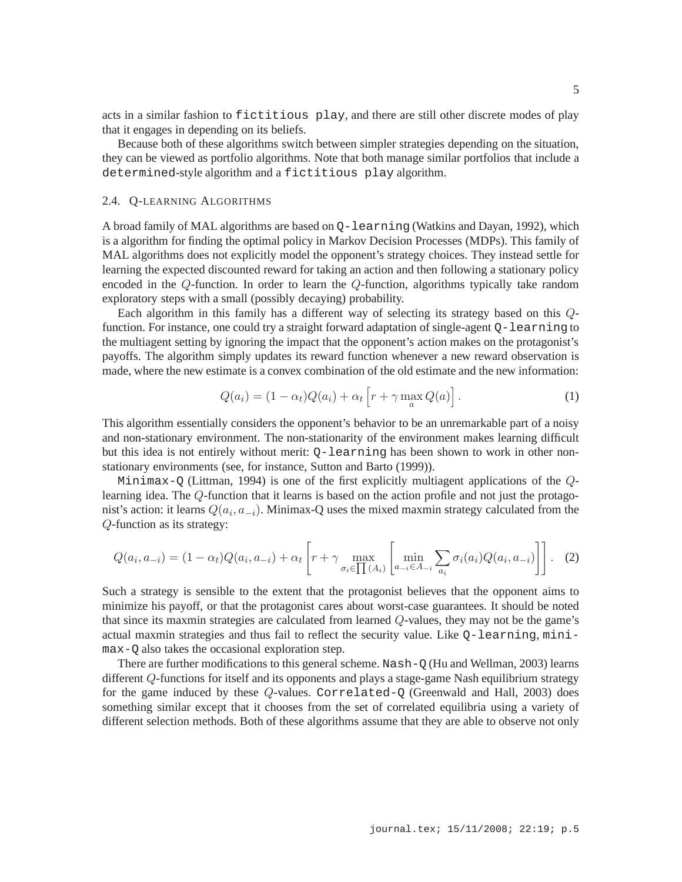acts in a similar fashion to `fictitious play`, and there are still other discrete modes of play that it engages in depending on its beliefs.

Because both of these algorithms switch between simpler strategies depending on the situation, they can be viewed as portfolio algorithms. Note that both manage similar portfolios that include a `determined`-style algorithm and a `fictitious play` algorithm.

### 2.4. Q-LEARNING ALGORITHMS

A broad family of MAL algorithms are based on `Q-learning` (Watkins and Dayan, 1992), which is a algorithm for finding the optimal policy in Markov Decision Processes (MDPs). This family of MAL algorithms does not explicitly model the opponent's strategy choices. They instead settle for learning the expected discounted reward for taking an action and then following a stationary policy encoded in the $Q$-function. In order to learn the $Q$-function, algorithms typically take random exploratory steps with a small (possibly decaying) probability.

Each algorithm in this family has a different way of selecting its strategy based on this $Q$-function. For instance, one could try a straight forward adaptation of single-agent `Q-learning` to the multiagent setting by ignoring the impact that the opponent's action makes on the protagonist's payoffs. The algorithm simply updates its reward function whenever a new reward observation is made, where the new estimate is a convex combination of the old estimate and the new information:

$$Q(a_i) = (1 - \alpha_t)Q(a_i) + \alpha_t \left[ r + \gamma \max_a Q(a) \right]. \tag{1}$$

This algorithm essentially considers the opponent's behavior to be an unremarkable part of a noisy and non-stationary environment. The non-stationarity of the environment makes learning difficult but this idea is not entirely without merit: `Q-learning` has been shown to work in other non-stationary environments (see, for instance, Sutton and Barto (1999)).

`Minimax-Q` (Littman, 1994) is one of the first explicitly multiagent applications of the $Q$-learning idea. The $Q$-function that it learns is based on the action profile and not just the protagonist's action: it learns $Q(a_i, a_{-i})$. Minimax-Q uses the mixed maxmin strategy calculated from the $Q$-function as its strategy:

$$Q(a_i, a_{-i}) = (1 - \alpha_t)Q(a_i, a_{-i}) + \alpha_t \left[ r + \gamma \max_{\sigma_i \in \prod(A_i)} \left[ \min_{a_{-i} \in A_{-i}} \sum_{a_i} \sigma_i(a_i) Q(a_i, a_{-i}) \right] \right]. \tag{2}$$

Such a strategy is sensible to the extent that the protagonist believes that the opponent aims to minimize his payoff, or that the protagonist cares about worst-case guarantees. It should be noted that since its maxmin strategies are calculated from learned $Q$-values, they may not be the game's actual maxmin strategies and thus fail to reflect the security value. Like `Q-learning`, `minimax-Q` also takes the occasional exploration step.

There are further modifications to this general scheme. `Nash-Q` (Hu and Wellman, 2003) learns different $Q$-functions for itself and its opponents and plays a stage-game Nash equilibrium strategy for the game induced by these $Q$-values. `Correlated-Q` (Greenwald and Hall, 2003) does something similar except that it chooses from the set of correlated equilibria using a variety of different selection methods. Both of these algorithms assume that they are able to observe not only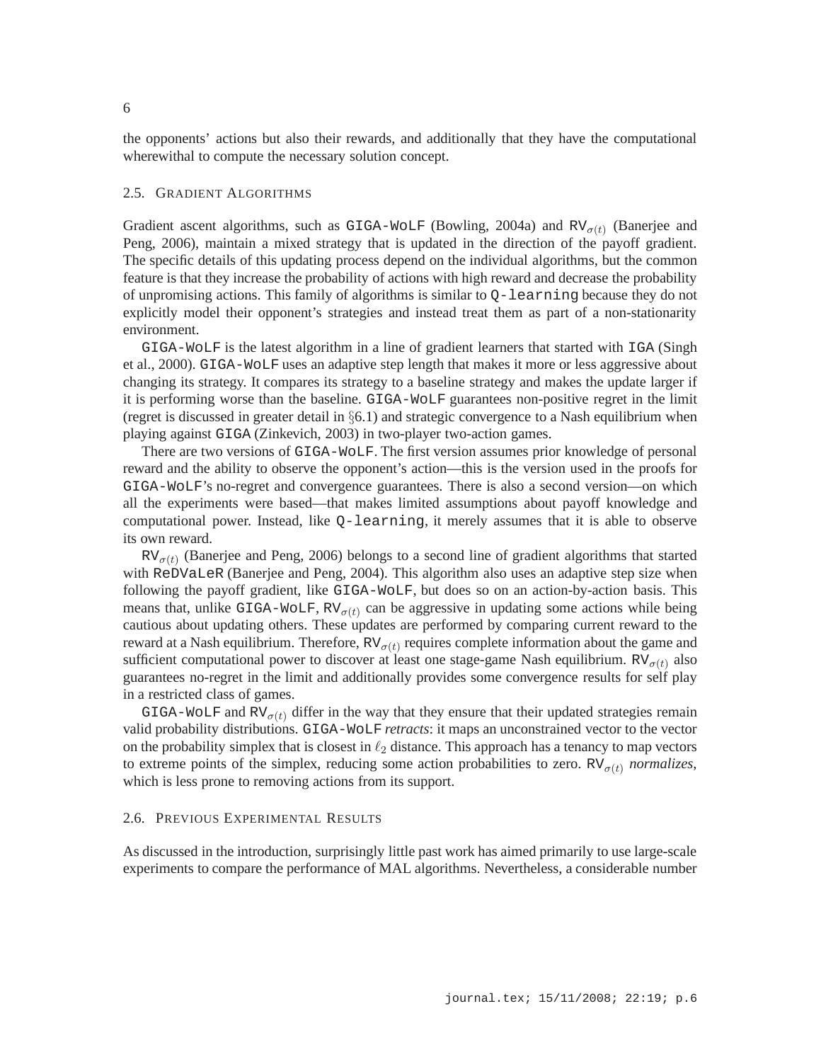the opponents' actions but also their rewards, and additionally that they have the computational wherewithal to compute the necessary solution concept.

### 2.5. Gradient Algorithms

Gradient ascent algorithms, such as `GIGA-WoLF` (Bowling, 2004a) and $\mathtt{RV}_{\sigma(t)}$ (Banerjee and Peng, 2006), maintain a mixed strategy that is updated in the direction of the payoff gradient. The specific details of this updating process depend on the individual algorithms, but the common feature is that they increase the probability of actions with high reward and decrease the probability of unpromising actions. This family of algorithms is similar to `Q-learning` because they do not explicitly model their opponent's strategies and instead treat them as part of a non-stationarity environment.

`GIGA-WoLF` is the latest algorithm in a line of gradient learners that started with `IGA` (Singh et al., 2000). `GIGA-WoLF` uses an adaptive step length that makes it more or less aggressive about changing its strategy. It compares its strategy to a baseline strategy and makes the update larger if it is performing worse than the baseline. `GIGA-WoLF` guarantees non-positive regret in the limit (regret is discussed in greater detail in §6.1) and strategic convergence to a Nash equilibrium when playing against `GIGA` (Zinkevich, 2003) in two-player two-action games.

There are two versions of `GIGA-WoLF`. The first version assumes prior knowledge of personal reward and the ability to observe the opponent's action—this is the version used in the proofs for `GIGA-WoLF`'s no-regret and convergence guarantees. There is also a second version—on which all the experiments were based—that makes limited assumptions about payoff knowledge and computational power. Instead, like `Q-learning`, it merely assumes that it is able to observe its own reward.

$\mathtt{RV}_{\sigma(t)}$ (Banerjee and Peng, 2006) belongs to a second line of gradient algorithms that started with `ReDVaLeR` (Banerjee and Peng, 2004). This algorithm also uses an adaptive step size when following the payoff gradient, like `GIGA-WoLF`, but does so on an action-by-action basis. This means that, unlike `GIGA-WoLF`, $\mathtt{RV}_{\sigma(t)}$ can be aggressive in updating some actions while being cautious about updating others. These updates are performed by comparing current reward to the reward at a Nash equilibrium. Therefore, $\mathtt{RV}_{\sigma(t)}$ requires complete information about the game and sufficient computational power to discover at least one stage-game Nash equilibrium. $\mathtt{RV}_{\sigma(t)}$ also guarantees no-regret in the limit and additionally provides some convergence results for self play in a restricted class of games.

`GIGA-WoLF` and $\mathtt{RV}_{\sigma(t)}$ differ in the way that they ensure that their updated strategies remain valid probability distributions. `GIGA-WoLF` *retracts*: it maps an unconstrained vector to the vector on the probability simplex that is closest in $\ell_2$ distance. This approach has a tenancy to map vectors to extreme points of the simplex, reducing some action probabilities to zero. $\mathtt{RV}_{\sigma(t)}$ *normalizes*, which is less prone to removing actions from its support.

### 2.6. Previous Experimental Results

As discussed in the introduction, surprisingly little past work has aimed primarily to use large-scale experiments to compare the performance of MAL algorithms. Nevertheless, a considerable number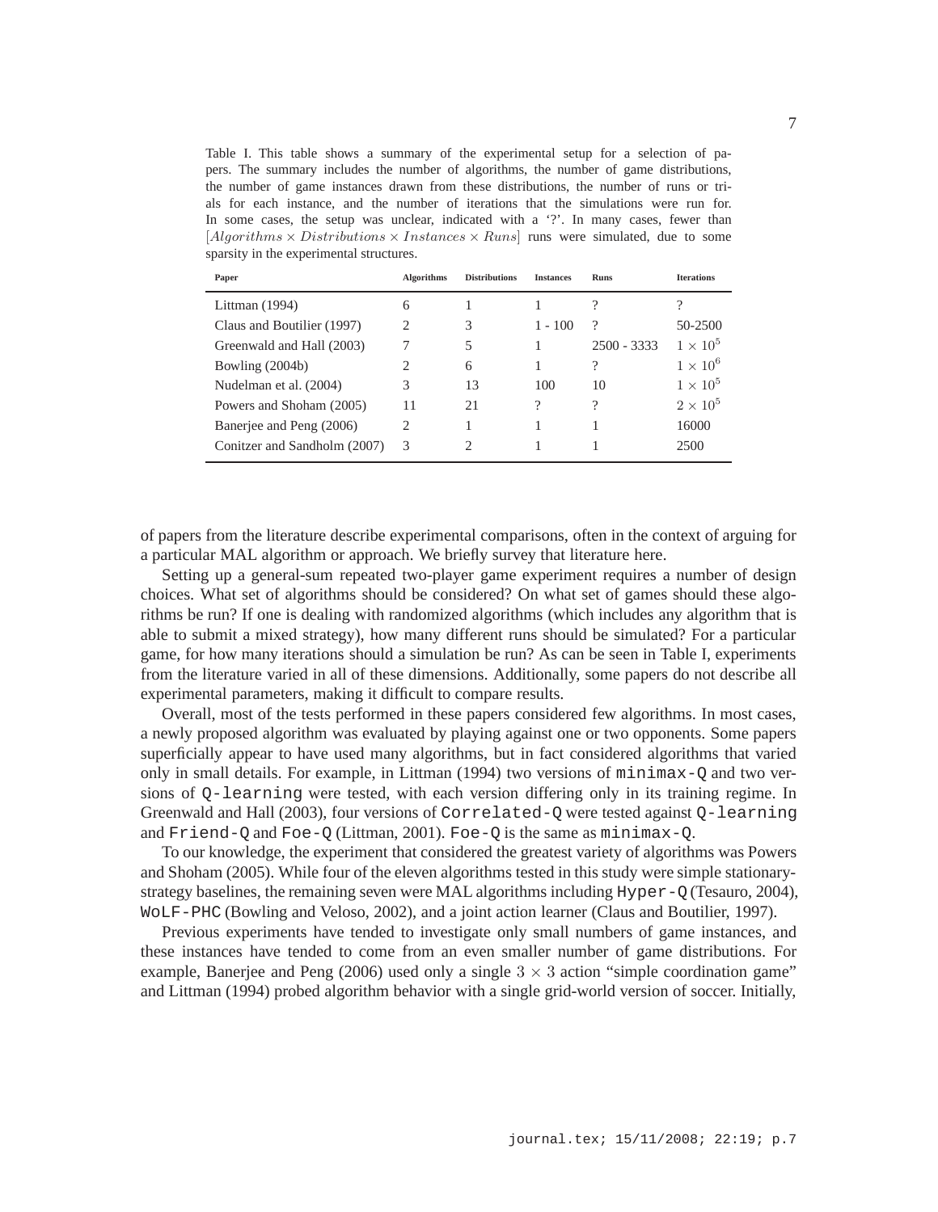Table I. This table shows a summary of the experimental setup for a selection of papers. The summary includes the number of algorithms, the number of game distributions, the number of game instances drawn from these distributions, the number of runs or trials for each instance, and the number of iterations that the simulations were run for. In some cases, the setup was unclear, indicated with a '?'. In many cases, fewer than $[Algorithms \times Distributions \times Instances \times Runs]$ runs were simulated, due to some sparsity in the experimental structures.

| Paper | Algorithms | Distributions | Instances | Runs | Iterations |
|---|---|---|---|---|---|
| Littman (1994) | 6 | 1 | 1 | ? | ? |
| Claus and Boutilier (1997) | 2 | 3 | 1 - 100 | ? | 50-2500 |
| Greenwald and Hall (2003) | 7 | 5 | 1 | 2500 - 3333 | $1 \times 10^5$ |
| Bowling (2004b) | 2 | 6 | 1 | ? | $1 \times 10^6$ |
| Nudelman et al. (2004) | 3 | 13 | 100 | 10 | $1 \times 10^5$ |
| Powers and Shoham (2005) | 11 | 21 | ? | ? | $2 \times 10^5$ |
| Banerjee and Peng (2006) | 2 | 1 | 1 | 1 | 16000 |
| Conitzer and Sandholm (2007) | 3 | 2 | 1 | 1 | 2500 |

of papers from the literature describe experimental comparisons, often in the context of arguing for a particular MAL algorithm or approach. We briefly survey that literature here.

Setting up a general-sum repeated two-player game experiment requires a number of design choices. What set of algorithms should be considered? On what set of games should these algorithms be run? If one is dealing with randomized algorithms (which includes any algorithm that is able to submit a mixed strategy), how many different runs should be simulated? For a particular game, for how many iterations should a simulation be run? As can be seen in Table I, experiments from the literature varied in all of these dimensions. Additionally, some papers do not describe all experimental parameters, making it difficult to compare results.

Overall, most of the tests performed in these papers considered few algorithms. In most cases, a newly proposed algorithm was evaluated by playing against one or two opponents. Some papers superficially appear to have used many algorithms, but in fact considered algorithms that varied only in small details. For example, in Littman (1994) two versions of `minimax-Q` and two versions of `Q-learning` were tested, with each version differing only in its training regime. In Greenwald and Hall (2003), four versions of `Correlated-Q` were tested against `Q-learning` and `Friend-Q` and `Foe-Q` (Littman, 2001). `Foe-Q` is the same as `minimax-Q`.

To our knowledge, the experiment that considered the greatest variety of algorithms was Powers and Shoham (2005). While four of the eleven algorithms tested in this study were simple stationary-strategy baselines, the remaining seven were MAL algorithms including `Hyper-Q` (Tesauro, 2004), `WoLF-PHC` (Bowling and Veloso, 2002), and a joint action learner (Claus and Boutilier, 1997).

Previous experiments have tended to investigate only small numbers of game instances, and these instances have tended to come from an even smaller number of game distributions. For example, Banerjee and Peng (2006) used only a single $3 \times 3$ action "simple coordination game" and Littman (1994) probed algorithm behavior with a single grid-world version of soccer. Initially,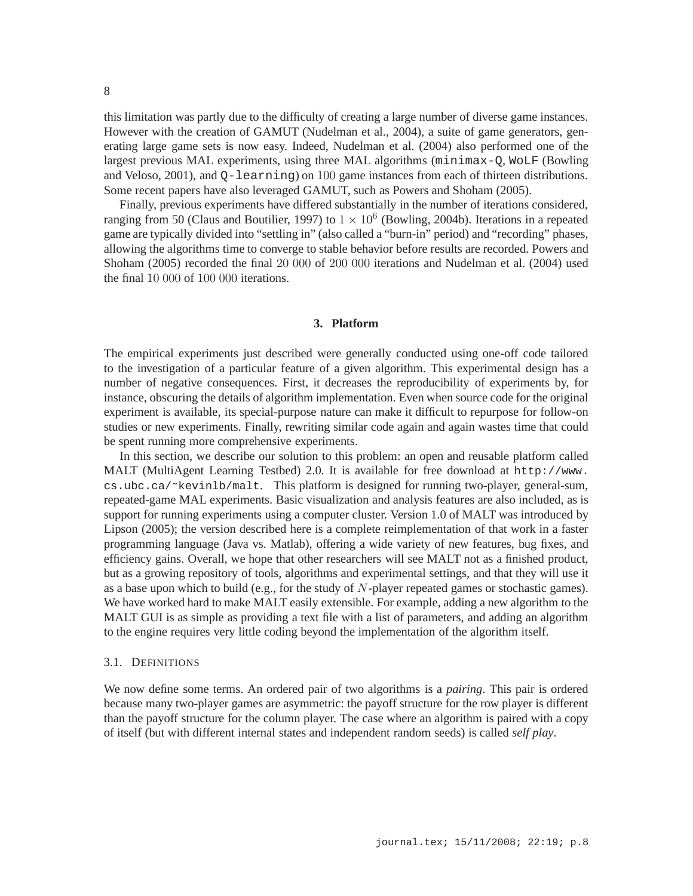this limitation was partly due to the difficulty of creating a large number of diverse game instances. However with the creation of GAMUT (Nudelman et al., 2004), a suite of game generators, generating large game sets is now easy. Indeed, Nudelman et al. (2004) also performed one of the largest previous MAL experiments, using three MAL algorithms (`minimax-Q`, `WoLF` (Bowling and Veloso, 2001), and `Q-learning`) on $100$ game instances from each of thirteen distributions. Some recent papers have also leveraged GAMUT, such as Powers and Shoham (2005).

Finally, previous experiments have differed substantially in the number of iterations considered, ranging from 50 (Claus and Boutilier, 1997) to $1 \times 10^6$ (Bowling, 2004b). Iterations in a repeated game are typically divided into "settling in" (also called a "burn-in" period) and "recording" phases, allowing the algorithms time to converge to stable behavior before results are recorded. Powers and Shoham (2005) recorded the final $20\ 000$ of $200\ 000$ iterations and Nudelman et al. (2004) used the final $10\ 000$ of $100\ 000$ iterations.

## 3. Platform

The empirical experiments just described were generally conducted using one-off code tailored to the investigation of a particular feature of a given algorithm. This experimental design has a number of negative consequences. First, it decreases the reproducibility of experiments by, for instance, obscuring the details of algorithm implementation. Even when source code for the original experiment is available, its special-purpose nature can make it difficult to repurpose for follow-on studies or new experiments. Finally, rewriting similar code again and again wastes time that could be spent running more comprehensive experiments.

In this section, we describe our solution to this problem: an open and reusable platform called MALT (MultiAgent Learning Testbed) 2.0. It is available for free download at `http://www.cs.ubc.ca/~kevinlb/malt`. This platform is designed for running two-player, general-sum, repeated-game MAL experiments. Basic visualization and analysis features are also included, as is support for running experiments using a computer cluster. Version 1.0 of MALT was introduced by Lipson (2005); the version described here is a complete reimplementation of that work in a faster programming language (Java vs. Matlab), offering a wide variety of new features, bug fixes, and efficiency gains. Overall, we hope that other researchers will see MALT not as a finished product, but as a growing repository of tools, algorithms and experimental settings, and that they will use it as a base upon which to build (e.g., for the study of $N$-player repeated games or stochastic games). We have worked hard to make MALT easily extensible. For example, adding a new algorithm to the MALT GUI is as simple as providing a text file with a list of parameters, and adding an algorithm to the engine requires very little coding beyond the implementation of the algorithm itself.

### 3.1. Definitions

We now define some terms. An ordered pair of two algorithms is a *pairing*. This pair is ordered because many two-player games are asymmetric: the payoff structure for the row player is different than the payoff structure for the column player. The case where an algorithm is paired with a copy of itself (but with different internal states and independent random seeds) is called *self play*.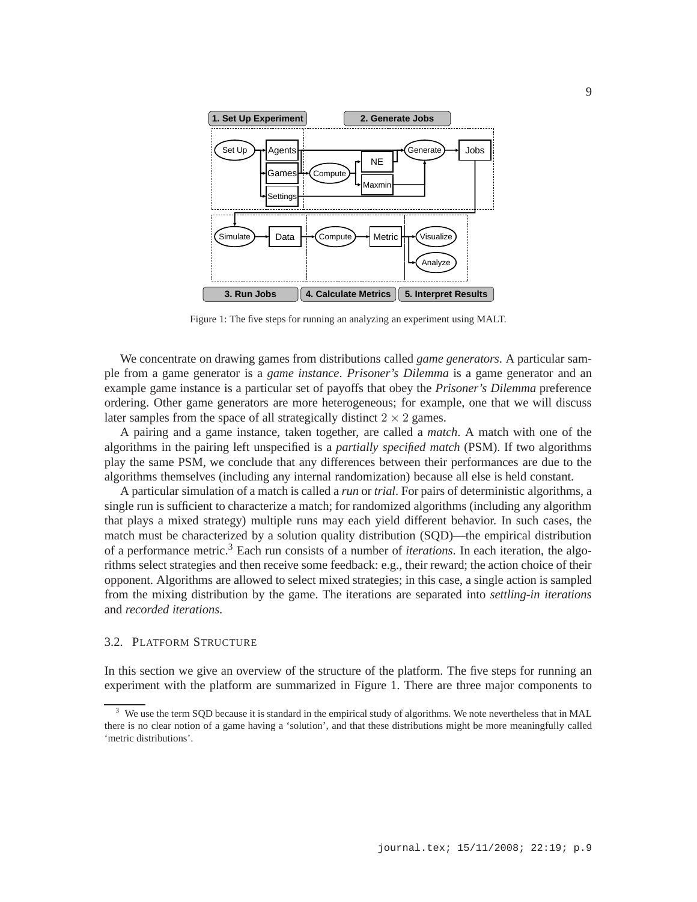Figure 1: The five steps for running an analyzing an experiment using MALT.

We concentrate on drawing games from distributions called *game generators*. A particular sample from a game generator is a *game instance*. *Prisoner's Dilemma* is a game generator and an example game instance is a particular set of payoffs that obey the *Prisoner's Dilemma* preference ordering. Other game generators are more heterogeneous; for example, one that we will discuss later samples from the space of all strategically distinct $2 \times 2$ games.

A pairing and a game instance, taken together, are called a *match*. A match with one of the algorithms in the pairing left unspecified is a *partially specified match* (PSM). If two algorithms play the same PSM, we conclude that any differences between their performances are due to the algorithms themselves (including any internal randomization) because all else is held constant.

A particular simulation of a match is called a *run* or *trial*. For pairs of deterministic algorithms, a single run is sufficient to characterize a match; for randomized algorithms (including any algorithm that plays a mixed strategy) multiple runs may each yield different behavior. In such cases, the match must be characterized by a solution quality distribution (SQD)—the empirical distribution of a performance metric.[3] Each run consists of a number of *iterations*. In each iteration, the algorithms select strategies and then receive some feedback: e.g., their reward; the action choice of their opponent. Algorithms are allowed to select mixed strategies; in this case, a single action is sampled from the mixing distribution by the game. The iterations are separated into *settling-in iterations* and *recorded iterations*.

### 3.2. Platform Structure

In this section we give an overview of the structure of the platform. The five steps for running an experiment with the platform are summarized in Figure 1. There are three major components to

[3] We use the term SQD because it is standard in the empirical study of algorithms. We note nevertheless that in MAL there is no clear notion of a game having a 'solution', and that these distributions might be more meaningfully called 'metric distributions'.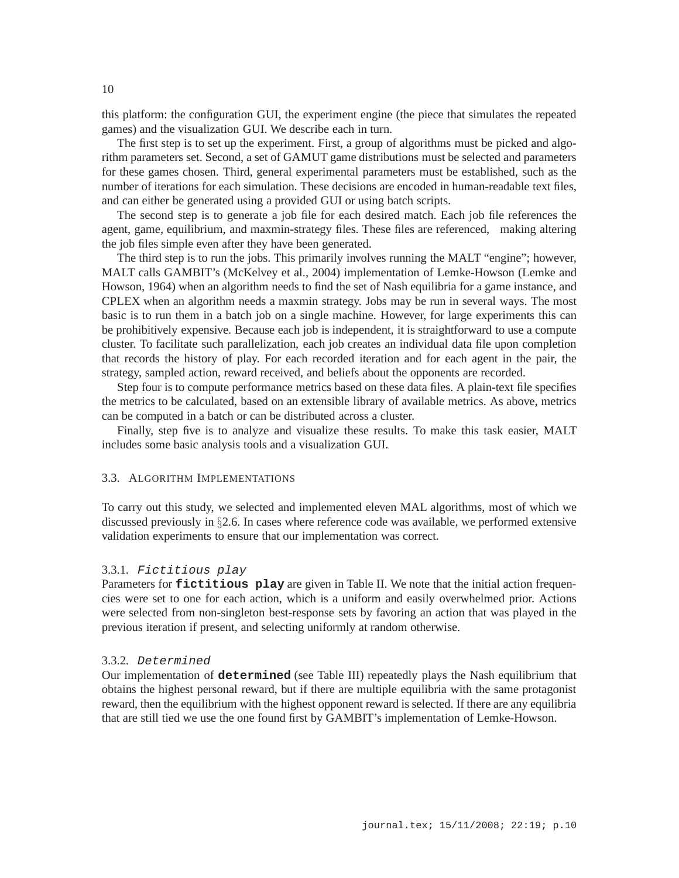this platform: the configuration GUI, the experiment engine (the piece that simulates the repeated games) and the visualization GUI. We describe each in turn.

The first step is to set up the experiment. First, a group of algorithms must be picked and algorithm parameters set. Second, a set of GAMUT game distributions must be selected and parameters for these games chosen. Third, general experimental parameters must be established, such as the number of iterations for each simulation. These decisions are encoded in human-readable text files, and can either be generated using a provided GUI or using batch scripts.

The second step is to generate a job file for each desired match. Each job file references the agent, game, equilibrium, and maxmin-strategy files. These files are referenced, making altering the job files simple even after they have been generated.

The third step is to run the jobs. This primarily involves running the MALT "engine"; however, MALT calls GAMBIT's (McKelvey et al., 2004) implementation of Lemke-Howson (Lemke and Howson, 1964) when an algorithm needs to find the set of Nash equilibria for a game instance, and CPLEX when an algorithm needs a maxmin strategy. Jobs may be run in several ways. The most basic is to run them in a batch job on a single machine. However, for large experiments this can be prohibitively expensive. Because each job is independent, it is straightforward to use a compute cluster. To facilitate such parallelization, each job creates an individual data file upon completion that records the history of play. For each recorded iteration and for each agent in the pair, the strategy, sampled action, reward received, and beliefs about the opponents are recorded.

Step four is to compute performance metrics based on these data files. A plain-text file specifies the metrics to be calculated, based on an extensible library of available metrics. As above, metrics can be computed in a batch or can be distributed across a cluster.

Finally, step five is to analyze and visualize these results. To make this task easier, MALT includes some basic analysis tools and a visualization GUI.

## 3.3. Algorithm Implementations

To carry out this study, we selected and implemented eleven MAL algorithms, most of which we discussed previously in §2.6. In cases where reference code was available, we performed extensive validation experiments to ensure that our implementation was correct.

### 3.3.1. `Fictitious play`

Parameters for **`fictitious play`** are given in Table II. We note that the initial action frequencies were set to one for each action, which is a uniform and easily overwhelmed prior. Actions were selected from non-singleton best-response sets by favoring an action that was played in the previous iteration if present, and selecting uniformly at random otherwise.

### 3.3.2. `Determined`

Our implementation of **`determined`** (see Table III) repeatedly plays the Nash equilibrium that obtains the highest personal reward, but if there are multiple equilibria with the same protagonist reward, then the equilibrium with the highest opponent reward is selected. If there are any equilibria that are still tied we use the one found first by GAMBIT's implementation of Lemke-Howson.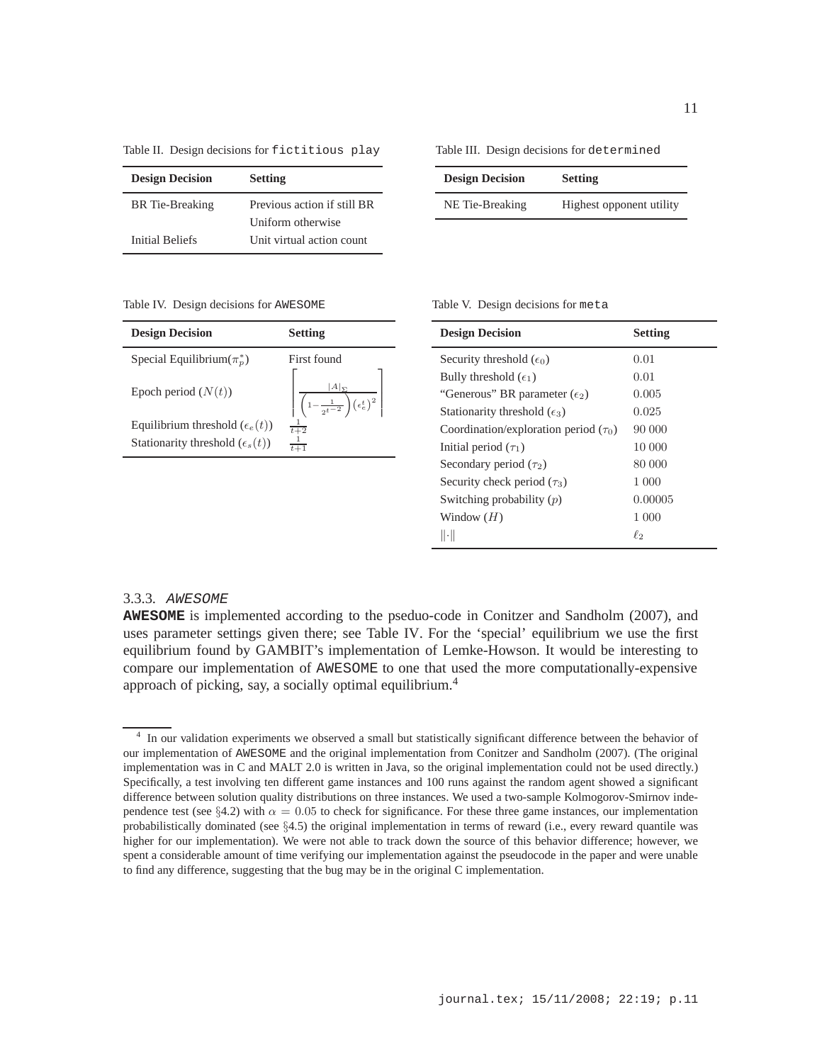Table II. Design decisions for `fictitious play`

| Design Decision | Setting |
|---|---|
| BR Tie-Breaking | Previous action if still BR<br>Uniform otherwise |
| Initial Beliefs | Unit virtual action count |

Table III. Design decisions for `determined`

| Design Decision | Setting |
|---|---|
| NE Tie-Breaking | Highest opponent utility |

Table IV. Design decisions for `AWESOME`

| Design Decision | Setting |
|---|---|
| Special Equilibrium($\pi_p^*$) | First found |
| Epoch period ($N(t)$) | $\left\lceil \frac{\|A\|_\Sigma}{\left(1-\frac{1}{2^{t-2}}\right)\left(\epsilon_e^t\right)^2} \right\rceil$ |
| Equilibrium threshold ($\epsilon_e(t)$) | $\frac{1}{t+2}$ |
| Stationarity threshold ($\epsilon_s(t)$) | $\frac{1}{t+1}$ |

Table V. Design decisions for `meta`

| Design Decision | Setting |
|---|---|
| Security threshold ($\epsilon_0$) | 0.01 |
| Bully threshold ($\epsilon_1$) | 0.01 |
| "Generous" BR parameter ($\epsilon_2$) | 0.005 |
| Stationarity threshold ($\epsilon_3$) | 0.025 |
| Coordination/exploration period ($\tau_0$) | 90 000 |
| Initial period ($\tau_1$) | 10 000 |
| Secondary period ($\tau_2$) | 80 000 |
| Security check period ($\tau_3$) | 1 000 |
| Switching probability ($p$) | 0.00005 |
| Window ($H$) | 1 000 |
| $\lVert\cdot\rVert$ | $\ell_2$ |

### 3.3.3. AWESOME

**AWESOME** is implemented according to the pseduo-code in Conitzer and Sandholm (2007), and uses parameter settings given there; see Table IV. For the 'special' equilibrium we use the first equilibrium found by GAMBIT's implementation of Lemke-Howson. It would be interesting to compare our implementation of AWESOME to one that used the more computationally-expensive approach of picking, say, a socially optimal equilibrium.[4]

[4] In our validation experiments we observed a small but statistically significant difference between the behavior of our implementation of AWESOME and the original implementation from Conitzer and Sandholm (2007). (The original implementation was in C and MALT 2.0 is written in Java, so the original implementation could not be used directly.) Specifically, a test involving ten different game instances and 100 runs against the random agent showed a significant difference between solution quality distributions on three instances. We used a two-sample Kolmogorov-Smirnov independence test (see §4.2) with $\alpha = 0.05$ to check for significance. For these three game instances, our implementation probabilistically dominated (see §4.5) the original implementation in terms of reward (i.e., every reward quantile was higher for our implementation). We were not able to track down the source of this behavior difference; however, we spent a considerable amount of time verifying our implementation against the pseudocode in the paper and were unable to find any difference, suggesting that the bug may be in the original C implementation.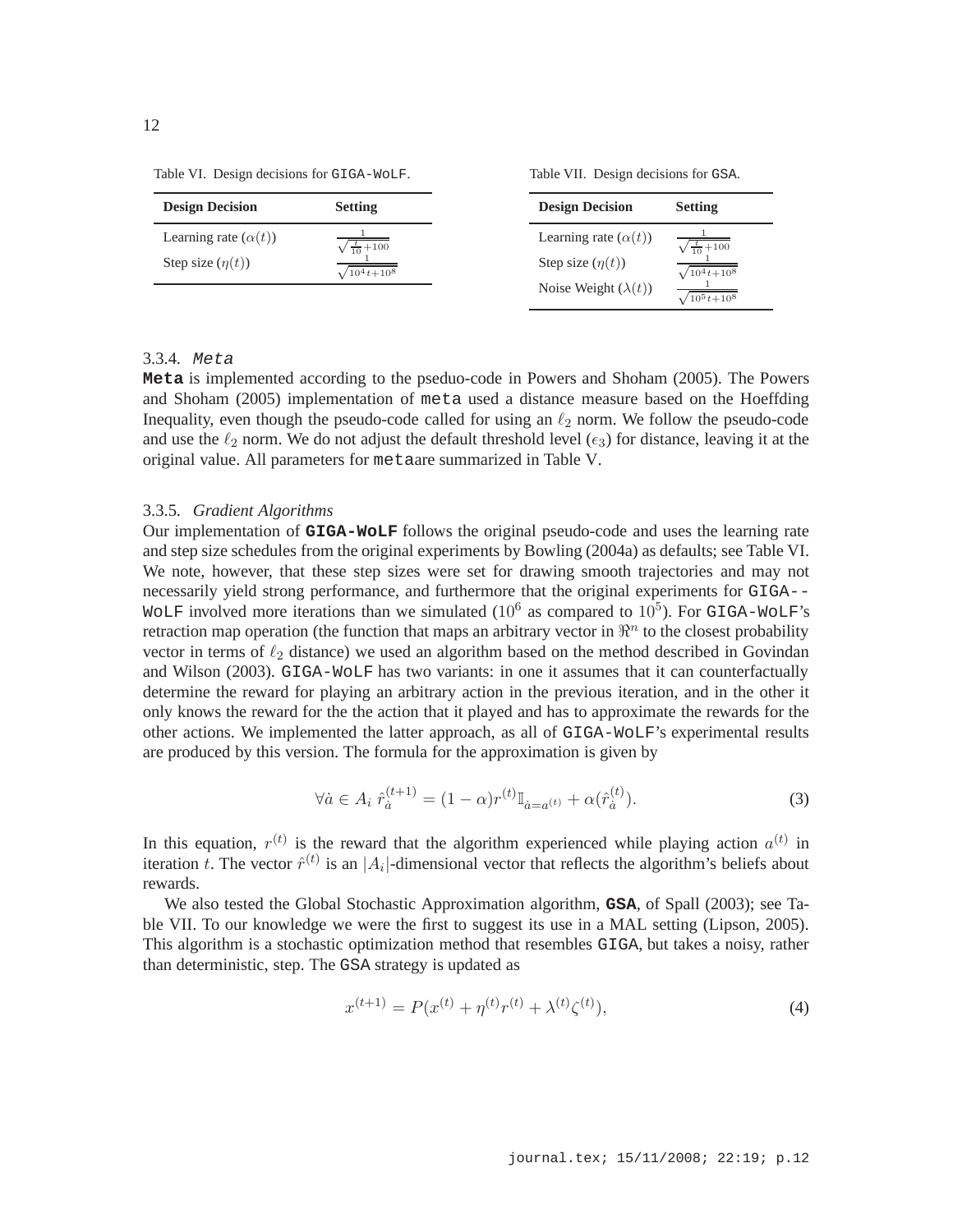Table VI. Design decisions for GIGA-WoLF.

| Design Decision | Setting |
|---|---|
| Learning rate ($\alpha(t)$) | $\frac{1}{\sqrt{\frac{t}{10}+100}}$ |
| Step size ($\eta(t)$) | $\frac{1}{\sqrt{10^4 t+10^8}}$ |

Table VII. Design decisions for GSA.

| Design Decision | Setting |
|---|---|
| Learning rate ($\alpha(t)$) | $\frac{1}{\sqrt{\frac{t}{10}+100}}$ |
| Step size ($\eta(t)$) | $\frac{1}{\sqrt{10^4 t+10^8}}$ |
| Noise Weight ($\lambda(t)$) | $\frac{1}{\sqrt{10^5 t+10^8}}$ |

### 3.3.4. Meta

**Meta** is implemented according to the pseudo-code in Powers and Shoham (2005). The Powers and Shoham (2005) implementation of meta used a distance measure based on the Hoeffding Inequality, even though the pseudo-code called for using an $\ell_2$ norm. We follow the pseudo-code and use the $\ell_2$ norm. We do not adjust the default threshold level ($\epsilon_3$) for distance, leaving it at the original value. All parameters for metaare summarized in Table V.

### 3.3.5. *Gradient Algorithms*

Our implementation of **GIGA-WoLF** follows the original pseudo-code and uses the learning rate and step size schedules from the original experiments by Bowling (2004a) as defaults; see Table VI. We note, however, that these step sizes were set for drawing smooth trajectories and may not necessarily yield strong performance, and furthermore that the original experiments for GIGA--WoLF involved more iterations than we simulated ($10^6$ as compared to $10^5$). For GIGA-WoLF's retraction map operation (the function that maps an arbitrary vector in $\Re^n$ to the closest probability vector in terms of $\ell_2$ distance) we used an algorithm based on the method described in Govindan and Wilson (2003). GIGA-WoLF has two variants: in one it assumes that it can counterfactually determine the reward for playing an arbitrary action in the previous iteration, and in the other it only knows the reward for the the action that it played and has to approximate the rewards for the other actions. We implemented the latter approach, as all of GIGA-WoLF's experimental results are produced by this version. The formula for the approximation is given by

$$\forall \dot{a} \in A_i \; \hat{r}_{\dot{a}}^{(t+1)} = (1-\alpha) r^{(t)} \mathbb{I}_{\dot{a}=a^{(t)}} + \alpha(\hat{r}_{\dot{a}}^{(t)}). \tag{3}$$

In this equation, $r^{(t)}$ is the reward that the algorithm experienced while playing action $a^{(t)}$ in iteration $t$. The vector $\hat{r}^{(t)}$ is an $|A_i|$-dimensional vector that reflects the algorithm's beliefs about rewards.

We also tested the Global Stochastic Approximation algorithm, **GSA**, of Spall (2003); see Table VII. To our knowledge we were the first to suggest its use in a MAL setting (Lipson, 2005). This algorithm is a stochastic optimization method that resembles GIGA, but takes a noisy, rather than deterministic, step. The GSA strategy is updated as

$$x^{(t+1)} = P(x^{(t)} + \eta^{(t)} r^{(t)} + \lambda^{(t)} \zeta^{(t)}), \tag{4}$$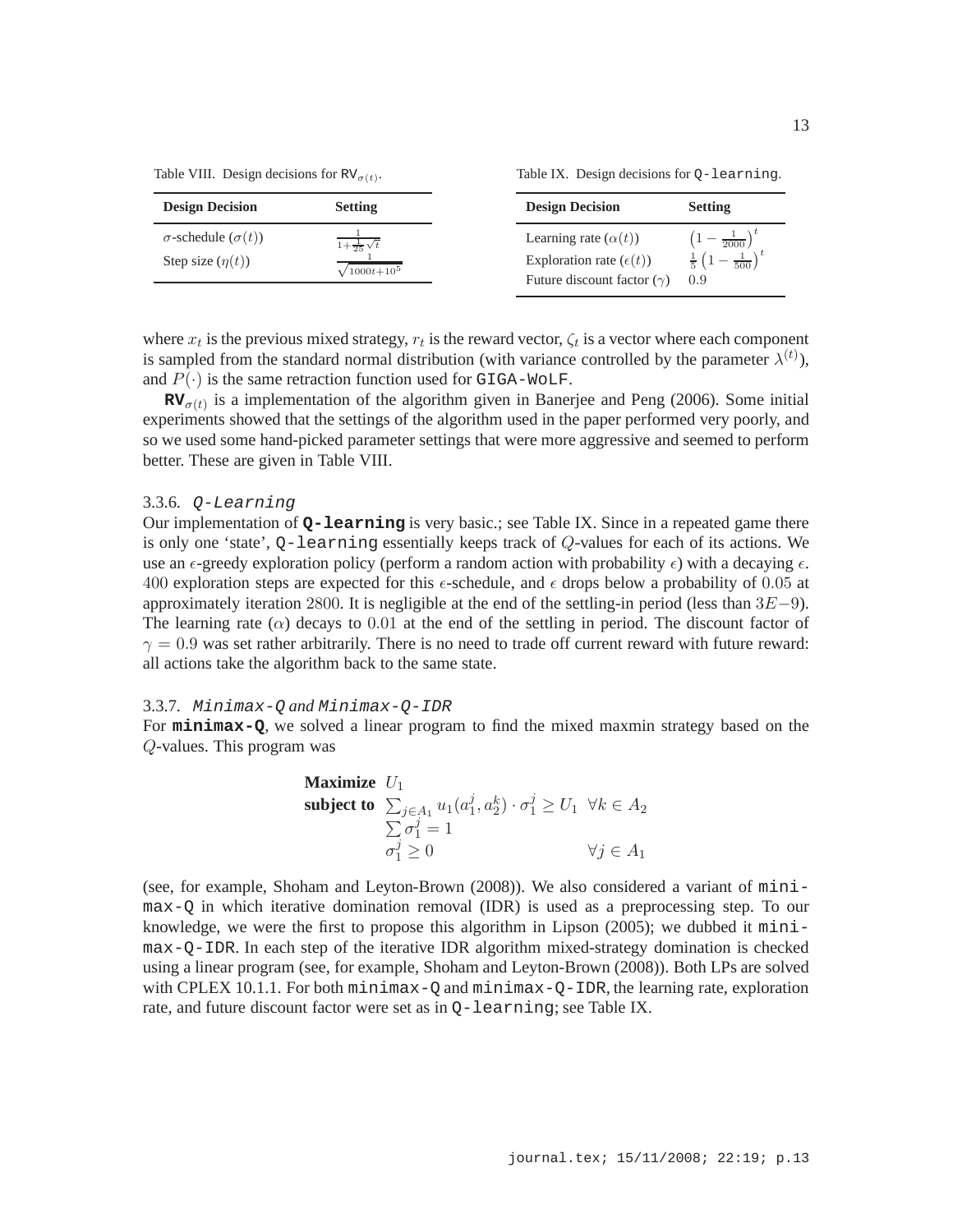Table VIII. Design decisions for $\mathsf{RV}_{\sigma(t)}$.

| Design Decision | Setting |
|---|---|
| $\sigma$-schedule ($\sigma(t)$) | $\frac{1}{1+\frac{1}{25}\sqrt{t}}$ |
| Step size ($\eta(t)$) | $\frac{1}{\sqrt{1000t+10^5}}$ |

Table IX. Design decisions for `Q-learning`.

| Design Decision | Setting |
|---|---|
| Learning rate ($\alpha(t)$) | $\left(1 - \frac{1}{2000}\right)^t$ |
| Exploration rate ($\epsilon(t)$) | $\frac{1}{5}\left(1 - \frac{1}{500}\right)^t$ |
| Future discount factor ($\gamma$) | $0.9$ |

where $x_t$ is the previous mixed strategy, $r_t$ is the reward vector, $\zeta_t$ is a vector where each component is sampled from the standard normal distribution (with variance controlled by the parameter $\lambda^{(t)}$), and $P(\cdot)$ is the same retraction function used for `GIGA-WoLF`.

**$\mathsf{RV}_{\sigma(t)}$** is a implementation of the algorithm given in Banerjee and Peng (2006). Some initial experiments showed that the settings of the algorithm used in the paper performed very poorly, and so we used some hand-picked parameter settings that were more aggressive and seemed to perform better. These are given in Table VIII.

### 3.3.6. *Q-Learning*

Our implementation of **`Q-learning`** is very basic.; see Table IX. Since in a repeated game there is only one 'state', `Q-learning` essentially keeps track of $Q$-values for each of its actions. We use an $\epsilon$-greedy exploration policy (perform a random action with probability $\epsilon$) with a decaying $\epsilon$. $400$ exploration steps are expected for this $\epsilon$-schedule, and $\epsilon$ drops below a probability of $0.05$ at approximately iteration $2800$. It is negligible at the end of the settling-in period (less than $3E{-}9$). The learning rate ($\alpha$) decays to $0.01$ at the end of the settling in period. The discount factor of $\gamma = 0.9$ was set rather arbitrarily. There is no need to trade off current reward with future reward: all actions take the algorithm back to the same state.

### 3.3.7. *Minimax-Q and Minimax-Q-IDR*

For **`minimax-Q`**, we solved a linear program to find the mixed maxmin strategy based on the $Q$-values. This program was

$$
\begin{array}{ll}
\textbf{Maximize} & U_1 \\
\textbf{subject to} & \sum_{j \in A_1} u_1(a_1^j, a_2^k) \cdot \sigma_1^j \geq U_1 \quad \forall k \in A_2 \\
& \sum \sigma_1^j = 1 \\
& \sigma_1^j \geq 0 \qquad\qquad\qquad\qquad\quad \forall j \in A_1
\end{array}
$$

(see, for example, Shoham and Leyton-Brown (2008)). We also considered a variant of `minimax-Q` in which iterative domination removal (IDR) is used as a preprocessing step. To our knowledge, we were the first to propose this algorithm in Lipson (2005); we dubbed it `minimax-Q-IDR`. In each step of the iterative IDR algorithm mixed-strategy domination is checked using a linear program (see, for example, Shoham and Leyton-Brown (2008)). Both LPs are solved with CPLEX 10.1.1. For both `minimax-Q` and `minimax-Q-IDR`, the learning rate, exploration rate, and future discount factor were set as in `Q-learning`; see Table IX.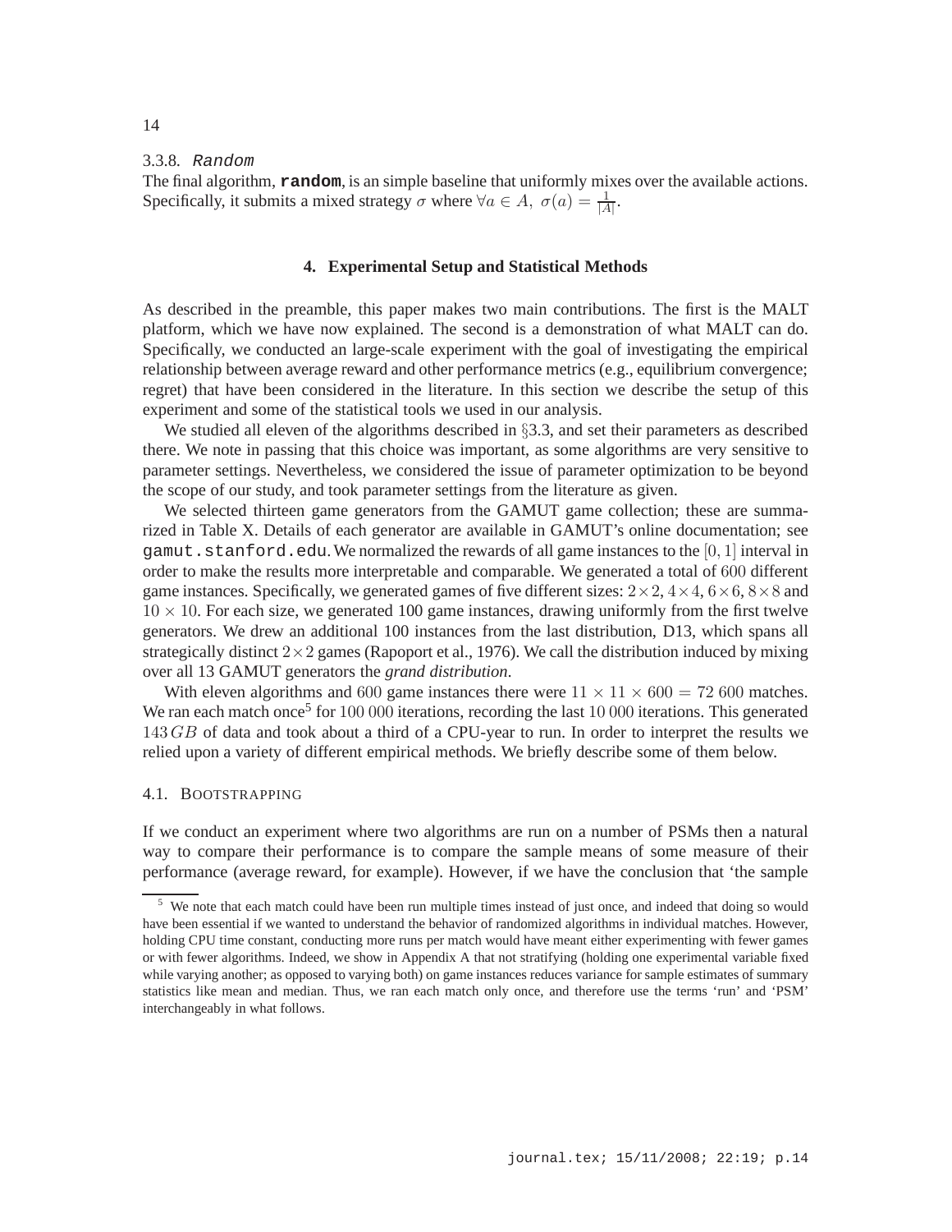### 3.3.8. Random

The final algorithm, **random**, is an simple baseline that uniformly mixes over the available actions. Specifically, it submits a mixed strategy $\sigma$ where $\forall a \in A,\ \sigma(a) = \frac{1}{|A|}$.

## 4. Experimental Setup and Statistical Methods

As described in the preamble, this paper makes two main contributions. The first is the MALT platform, which we have now explained. The second is a demonstration of what MALT can do. Specifically, we conducted an large-scale experiment with the goal of investigating the empirical relationship between average reward and other performance metrics (e.g., equilibrium convergence; regret) that have been considered in the literature. In this section we describe the setup of this experiment and some of the statistical tools we used in our analysis.

We studied all eleven of the algorithms described in §3.3, and set their parameters as described there. We note in passing that this choice was important, as some algorithms are very sensitive to parameter settings. Nevertheless, we considered the issue of parameter optimization to be beyond the scope of our study, and took parameter settings from the literature as given.

We selected thirteen game generators from the GAMUT game collection; these are summarized in Table X. Details of each generator are available in GAMUT's online documentation; see `gamut.stanford.edu`. We normalized the rewards of all game instances to the $[0, 1]$ interval in order to make the results more interpretable and comparable. We generated a total of $600$ different game instances. Specifically, we generated games of five different sizes: $2 \times 2$, $4 \times 4$, $6 \times 6$, $8 \times 8$ and $10 \times 10$. For each size, we generated 100 game instances, drawing uniformly from the first twelve generators. We drew an additional 100 instances from the last distribution, D13, which spans all strategically distinct $2 \times 2$ games (Rapoport et al., 1976). We call the distribution induced by mixing over all 13 GAMUT generators the *grand distribution*.

With eleven algorithms and $600$ game instances there were $11 \times 11 \times 600 = 72\ 600$ matches. We ran each match once[5] for $100\ 000$ iterations, recording the last $10\ 000$ iterations. This generated $143\,GB$ of data and took about a third of a CPU-year to run. In order to interpret the results we relied upon a variety of different empirical methods. We briefly describe some of them below.

### 4.1. Bootstrapping

If we conduct an experiment where two algorithms are run on a number of PSMs then a natural way to compare their performance is to compare the sample means of some measure of their performance (average reward, for example). However, if we have the conclusion that 'the sample

---

[5] We note that each match could have been run multiple times instead of just once, and indeed that doing so would have been essential if we wanted to understand the behavior of randomized algorithms in individual matches. However, holding CPU time constant, conducting more runs per match would have meant either experimenting with fewer games or with fewer algorithms. Indeed, we show in Appendix A that not stratifying (holding one experimental variable fixed while varying another; as opposed to varying both) on game instances reduces variance for sample estimates of summary statistics like mean and median. Thus, we ran each match only once, and therefore use the terms 'run' and 'PSM' interchangeably in what follows.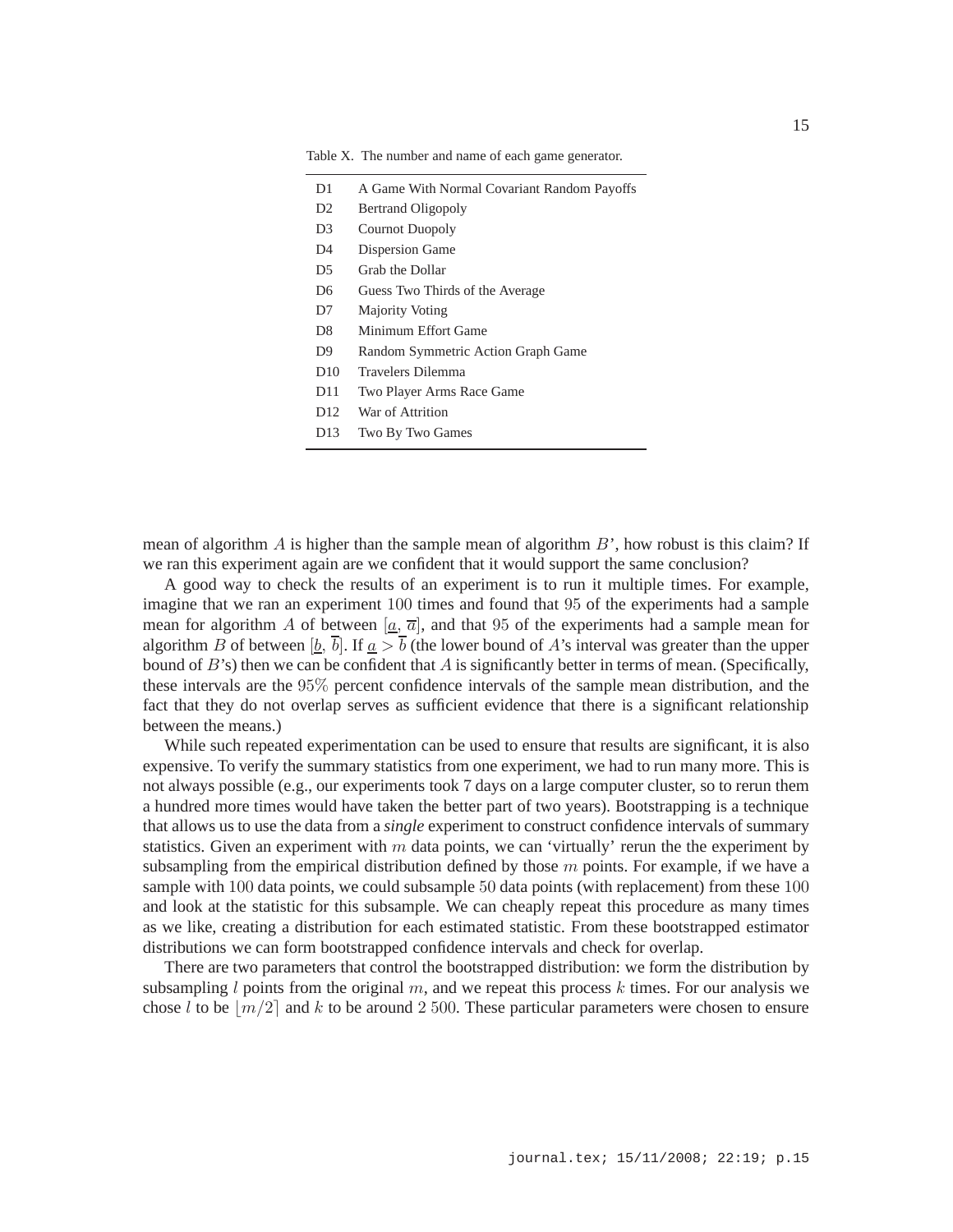Table X. The number and name of each game generator.

| | |
|---|---|
| D1 | A Game With Normal Covariant Random Payoffs |
| D2 | Bertrand Oligopoly |
| D3 | Cournot Duopoly |
| D4 | Dispersion Game |
| D5 | Grab the Dollar |
| D6 | Guess Two Thirds of the Average |
| D7 | Majority Voting |
| D8 | Minimum Effort Game |
| D9 | Random Symmetric Action Graph Game |
| D10 | Travelers Dilemma |
| D11 | Two Player Arms Race Game |
| D12 | War of Attrition |
| D13 | Two By Two Games |

mean of algorithm $A$ is higher than the sample mean of algorithm $B$', how robust is this claim? If we ran this experiment again are we confident that it would support the same conclusion?

A good way to check the results of an experiment is to run it multiple times. For example, imagine that we ran an experiment $100$ times and found that $95$ of the experiments had a sample mean for algorithm $A$ of between $[\underline{a}, \overline{a}]$, and that $95$ of the experiments had a sample mean for algorithm $B$ of between $[\underline{b}, \overline{b}]$. If $\underline{a} > \overline{b}$ (the lower bound of $A$'s interval was greater than the upper bound of $B$'s) then we can be confident that $A$ is significantly better in terms of mean. (Specifically, these intervals are the $95\%$ percent confidence intervals of the sample mean distribution, and the fact that they do not overlap serves as sufficient evidence that there is a significant relationship between the means.)

While such repeated experimentation can be used to ensure that results are significant, it is also expensive. To verify the summary statistics from one experiment, we had to run many more. This is not always possible (e.g., our experiments took 7 days on a large computer cluster, so to rerun them a hundred more times would have taken the better part of two years). Bootstrapping is a technique that allows us to use the data from a ***single*** experiment to construct confidence intervals of summary statistics. Given an experiment with $m$ data points, we can 'virtually' rerun the the experiment by subsampling from the empirical distribution defined by those $m$ points. For example, if we have a sample with $100$ data points, we could subsample $50$ data points (with replacement) from these $100$ and look at the statistic for this subsample. We can cheaply repeat this procedure as many times as we like, creating a distribution for each estimated statistic. From these bootstrapped estimator distributions we can form bootstrapped confidence intervals and check for overlap.

There are two parameters that control the bootstrapped distribution: we form the distribution by subsampling $l$ points from the original $m$, and we repeat this process $k$ times. For our analysis we chose $l$ to be $\lfloor m/2 \rceil$ and $k$ to be around $2\,500$. These particular parameters were chosen to ensure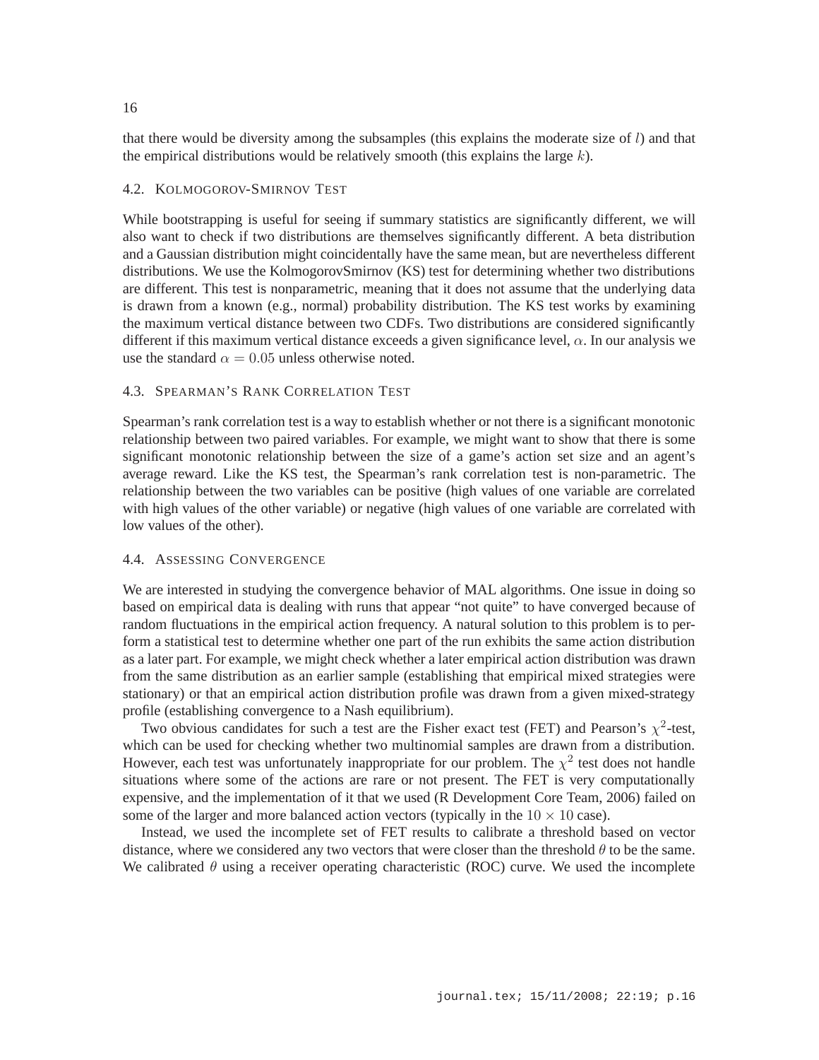that there would be diversity among the subsamples (this explains the moderate size of $l$) and that the empirical distributions would be relatively smooth (this explains the large $k$).

### 4.2. Kolmogorov-Smirnov Test

While bootstrapping is useful for seeing if summary statistics are significantly different, we will also want to check if two distributions are themselves significantly different. A beta distribution and a Gaussian distribution might coincidentally have the same mean, but are nevertheless different distributions. We use the KolmogorovSmirnov (KS) test for determining whether two distributions are different. This test is nonparametric, meaning that it does not assume that the underlying data is drawn from a known (e.g., normal) probability distribution. The KS test works by examining the maximum vertical distance between two CDFs. Two distributions are considered significantly different if this maximum vertical distance exceeds a given significance level, $\alpha$. In our analysis we use the standard $\alpha = 0.05$ unless otherwise noted.

### 4.3. Spearman's Rank Correlation Test

Spearman's rank correlation test is a way to establish whether or not there is a significant monotonic relationship between two paired variables. For example, we might want to show that there is some significant monotonic relationship between the size of a game's action set size and an agent's average reward. Like the KS test, the Spearman's rank correlation test is non-parametric. The relationship between the two variables can be positive (high values of one variable are correlated with high values of the other variable) or negative (high values of one variable are correlated with low values of the other).

### 4.4. Assessing Convergence

We are interested in studying the convergence behavior of MAL algorithms. One issue in doing so based on empirical data is dealing with runs that appear "not quite" to have converged because of random fluctuations in the empirical action frequency. A natural solution to this problem is to perform a statistical test to determine whether one part of the run exhibits the same action distribution as a later part. For example, we might check whether a later empirical action distribution was drawn from the same distribution as an earlier sample (establishing that empirical mixed strategies were stationary) or that an empirical action distribution profile was drawn from a given mixed-strategy profile (establishing convergence to a Nash equilibrium).

Two obvious candidates for such a test are the Fisher exact test (FET) and Pearson's $\chi^2$-test, which can be used for checking whether two multinomial samples are drawn from a distribution. However, each test was unfortunately inappropriate for our problem. The $\chi^2$ test does not handle situations where some of the actions are rare or not present. The FET is very computationally expensive, and the implementation of it that we used (R Development Core Team, 2006) failed on some of the larger and more balanced action vectors (typically in the $10 \times 10$ case).

Instead, we used the incomplete set of FET results to calibrate a threshold based on vector distance, where we considered any two vectors that were closer than the threshold $\theta$ to be the same. We calibrated $\theta$ using a receiver operating characteristic (ROC) curve. We used the incomplete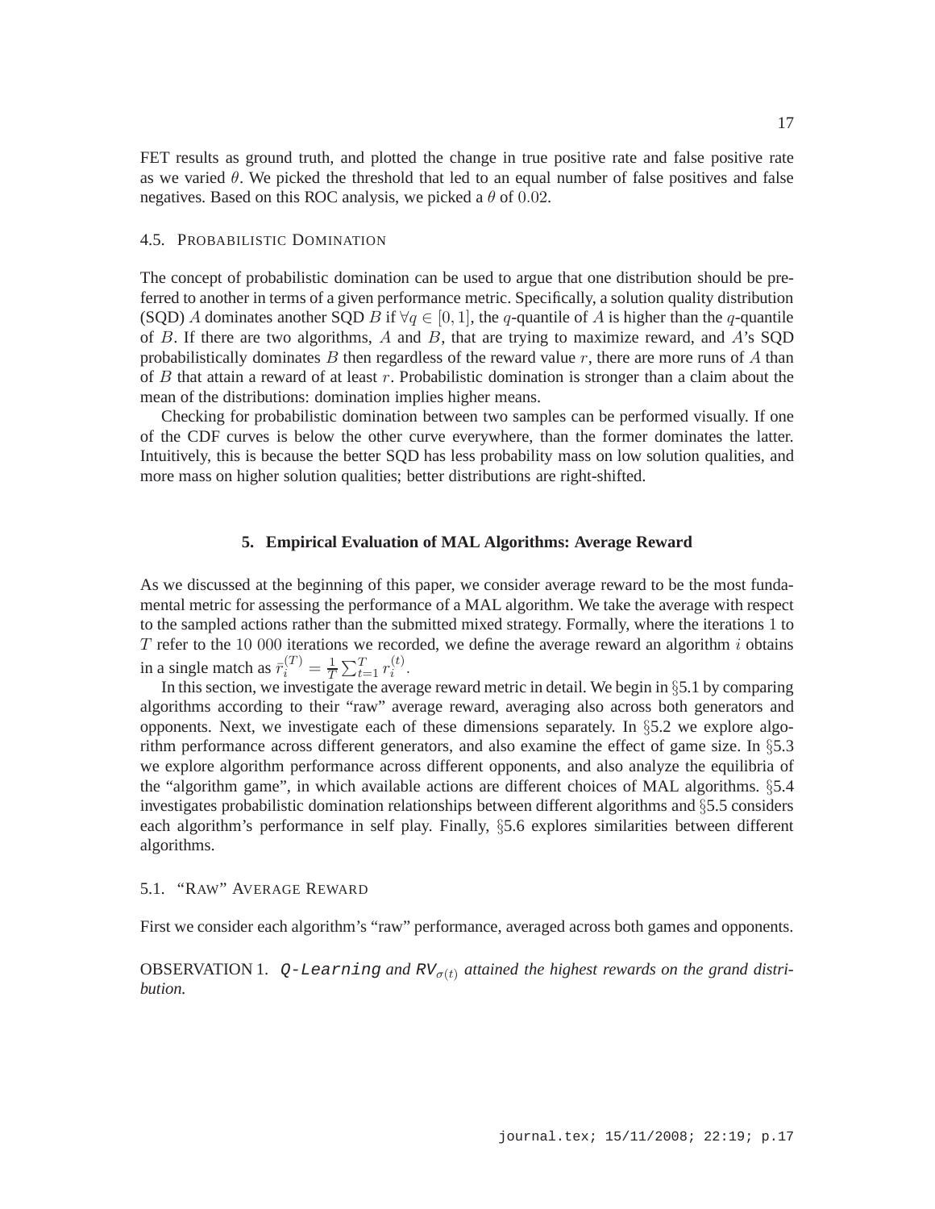FET results as ground truth, and plotted the change in true positive rate and false positive rate as we varied $\theta$. We picked the threshold that led to an equal number of false positives and false negatives. Based on this ROC analysis, we picked a $\theta$ of $0.02$.

### 4.5. Probabilistic Domination

The concept of probabilistic domination can be used to argue that one distribution should be preferred to another in terms of a given performance metric. Specifically, a solution quality distribution (SQD) $A$ dominates another SQD $B$ if $\forall q \in [0, 1]$, the $q$-quantile of $A$ is higher than the $q$-quantile of $B$. If there are two algorithms, $A$ and $B$, that are trying to maximize reward, and $A$'s SQD probabilistically dominates $B$ then regardless of the reward value $r$, there are more runs of $A$ than of $B$ that attain a reward of at least $r$. Probabilistic domination is stronger than a claim about the mean of the distributions: domination implies higher means.

Checking for probabilistic domination between two samples can be performed visually. If one of the CDF curves is below the other curve everywhere, than the former dominates the latter. Intuitively, this is because the better SQD has less probability mass on low solution qualities, and more mass on higher solution qualities; better distributions are right-shifted.

## 5. Empirical Evaluation of MAL Algorithms: Average Reward

As we discussed at the beginning of this paper, we consider average reward to be the most fundamental metric for assessing the performance of a MAL algorithm. We take the average with respect to the sampled actions rather than the submitted mixed strategy. Formally, where the iterations $1$ to $T$ refer to the $10\ 000$ iterations we recorded, we define the average reward an algorithm $i$ obtains in a single match as $\bar{r}_i^{(T)} = \frac{1}{T}\sum_{t=1}^{T} r_i^{(t)}$.

In this section, we investigate the average reward metric in detail. We begin in §5.1 by comparing algorithms according to their "raw" average reward, averaging also across both generators and opponents. Next, we investigate each of these dimensions separately. In §5.2 we explore algorithm performance across different generators, and also examine the effect of game size. In §5.3 we explore algorithm performance across different opponents, and also analyze the equilibria of the "algorithm game", in which available actions are different choices of MAL algorithms. §5.4 investigates probabilistic domination relationships between different algorithms and §5.5 considers each algorithm's performance in self play. Finally, §5.6 explores similarities between different algorithms.

### 5.1. "Raw" Average Reward

First we consider each algorithm's "raw" performance, averaged across both games and opponents.

OBSERVATION 1. *`Q-Learning` and $\texttt{RV}_{\sigma(t)}$ attained the highest rewards on the grand distribution.*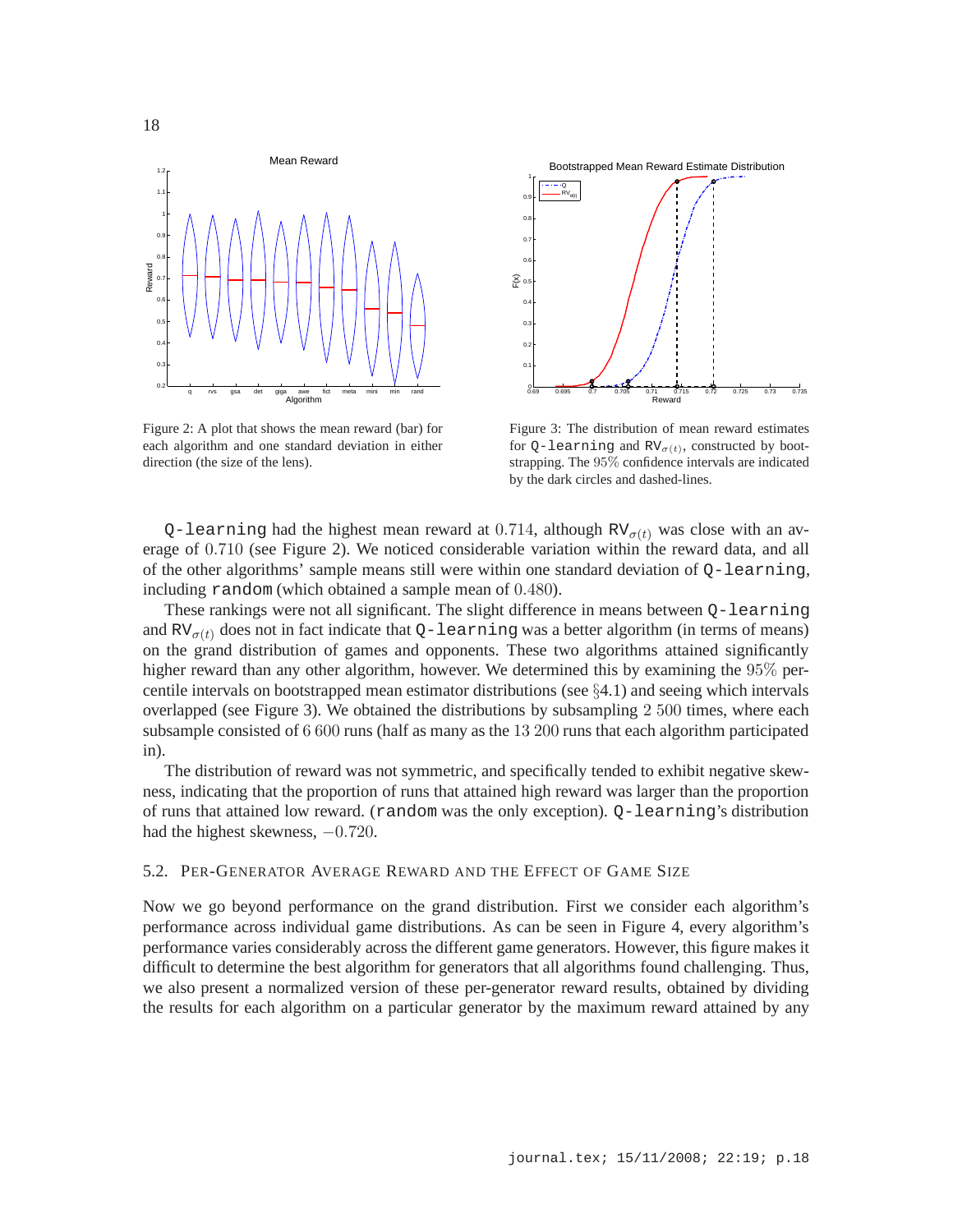Figure 2: A plot that shows the mean reward (bar) for each algorithm and one standard deviation in either direction (the size of the lens).

Figure 3: The distribution of mean reward estimates for Q-learning and $\text{RV}_{\sigma(t)}$, constructed by bootstrapping. The 95% confidence intervals are indicated by the dark circles and dashed-lines.

Q-learning had the highest mean reward at 0.714, although $\text{RV}_{\sigma(t)}$ was close with an average of 0.710 (see Figure 2). We noticed considerable variation within the reward data, and all of the other algorithms' sample means still were within one standard deviation of Q-learning, including random (which obtained a sample mean of 0.480).

These rankings were not all significant. The slight difference in means between Q-learning and $\text{RV}_{\sigma(t)}$ does not in fact indicate that Q-learning was a better algorithm (in terms of means) on the grand distribution of games and opponents. These two algorithms attained significantly higher reward than any other algorithm, however. We determined this by examining the 95% percentile intervals on bootstrapped mean estimator distributions (see §4.1) and seeing which intervals overlapped (see Figure 3). We obtained the distributions by subsampling 2 500 times, where each subsample consisted of 6 600 runs (half as many as the 13 200 runs that each algorithm participated in).

The distribution of reward was not symmetric, and specifically tended to exhibit negative skewness, indicating that the proportion of runs that attained high reward was larger than the proportion of runs that attained low reward. (random was the only exception). Q-learning's distribution had the highest skewness, −0.720.

### 5.2. Per-Generator Average Reward and the Effect of Game Size

Now we go beyond performance on the grand distribution. First we consider each algorithm's performance across individual game distributions. As can be seen in Figure 4, every algorithm's performance varies considerably across the different game generators. However, this figure makes it difficult to determine the best algorithm for generators that all algorithms found challenging. Thus, we also present a normalized version of these per-generator reward results, obtained by dividing the results for each algorithm on a particular generator by the maximum reward attained by any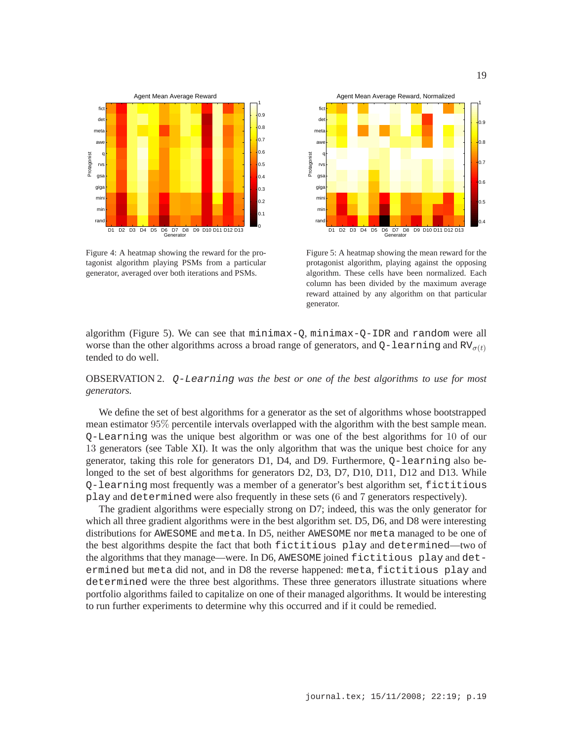Figure 4: A heatmap showing the reward for the protagonist algorithm playing PSMs from a particular generator, averaged over both iterations and PSMs.

Figure 5: A heatmap showing the mean reward for the protagonist algorithm, playing against the opposing algorithm. These cells have been normalized. Each column has been divided by the maximum average reward attained by any algorithm on that particular generator.

algorithm (Figure 5). We can see that `minimax-Q`, `minimax-Q-IDR` and `random` were all worse than the other algorithms across a broad range of generators, and `Q-learning` and $\mathrm{RV}_{\sigma(t)}$ tended to do well.

OBSERVATION 2. *`Q-Learning` was the best or one of the best algorithms to use for most generators.*

We define the set of best algorithms for a generator as the set of algorithms whose bootstrapped mean estimator $95\%$ percentile intervals overlapped with the algorithm with the best sample mean. `Q-Learning` was the unique best algorithm or was one of the best algorithms for $10$ of our $13$ generators (see Table XI). It was the only algorithm that was the unique best choice for any generator, taking this role for generators D1, D4, and D9. Furthermore, `Q-learning` also belonged to the set of best algorithms for generators D2, D3, D7, D10, D11, D12 and D13. While `Q-learning` most frequently was a member of a generator's best algorithm set, `fictitious play` and `determined` were also frequently in these sets ($6$ and $7$ generators respectively).

The gradient algorithms were especially strong on D7; indeed, this was the only generator for which all three gradient algorithms were in the best algorithm set. D5, D6, and D8 were interesting distributions for `AWESOME` and `meta`. In D5, neither `AWESOME` nor `meta` managed to be one of the best algorithms despite the fact that both `fictitious play` and `determined`—two of the algorithms that they manage—were. In D6, `AWESOME` joined `fictitious play` and `determined` but `meta` did not, and in D8 the reverse happened: `meta`, `fictitious play` and `determined` were the three best algorithms. These three generators illustrate situations where portfolio algorithms failed to capitalize on one of their managed algorithms. It would be interesting to run further experiments to determine why this occurred and if it could be remedied.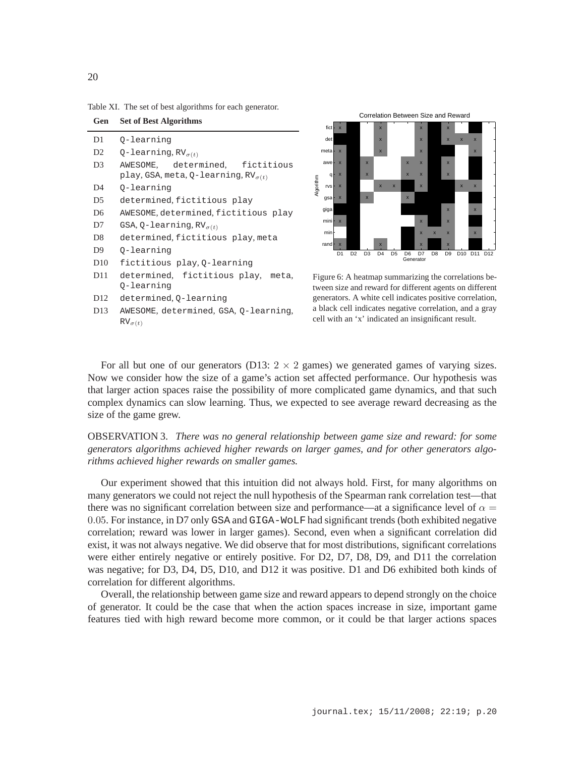Table XI. The set of best algorithms for each generator.

| Gen | Set of Best Algorithms |
|---|---|
| D1 | Q-learning |
| D2 | Q-learning, $\text{RV}_{\sigma(t)}$ |
| D3 | AWESOME, determined, fictitious play, GSA, meta, Q-learning, $\text{RV}_{\sigma(t)}$ |
| D4 | Q-learning |
| D5 | determined, fictitious play |
| D6 | AWESOME, determined, fictitious play |
| D7 | GSA, Q-learning, $\text{RV}_{\sigma(t)}$ |
| D8 | determined, fictitious play, meta |
| D9 | Q-learning |
| D10 | fictitious play, Q-learning |
| D11 | determined, fictitious play, meta, Q-learning |
| D12 | determined, Q-learning |
| D13 | AWESOME, determined, GSA, Q-learning, $\text{RV}_{\sigma(t)}$ |

Figure 6: A heatmap summarizing the correlations between size and reward for different agents on different generators. A white cell indicates positive correlation, a black cell indicates negative correlation, and a gray cell with an 'x' indicated an insignificant result.

For all but one of our generators (D13: $2 \times 2$ games) we generated games of varying sizes. Now we consider how the size of a game's action set affected performance. Our hypothesis was that larger action spaces raise the possibility of more complicated game dynamics, and that such complex dynamics can slow learning. Thus, we expected to see average reward decreasing as the size of the game grew.

OBSERVATION 3. *There was no general relationship between game size and reward: for some generators algorithms achieved higher rewards on larger games, and for other generators algorithms achieved higher rewards on smaller games.*

Our experiment showed that this intuition did not always hold. First, for many algorithms on many generators we could not reject the null hypothesis of the Spearman rank correlation test—that there was no significant correlation between size and performance—at a significance level of $\alpha = 0.05$. For instance, in D7 only GSA and GIGA-WoLF had significant trends (both exhibited negative correlation; reward was lower in larger games). Second, even when a significant correlation did exist, it was not always negative. We did observe that for most distributions, significant correlations were either entirely negative or entirely positive. For D2, D7, D8, D9, and D11 the correlation was negative; for D3, D4, D5, D10, and D12 it was positive. D1 and D6 exhibited both kinds of correlation for different algorithms.

Overall, the relationship between game size and reward appears to depend strongly on the choice of generator. It could be the case that when the action spaces increase in size, important game features tied with high reward become more common, or it could be that larger actions spaces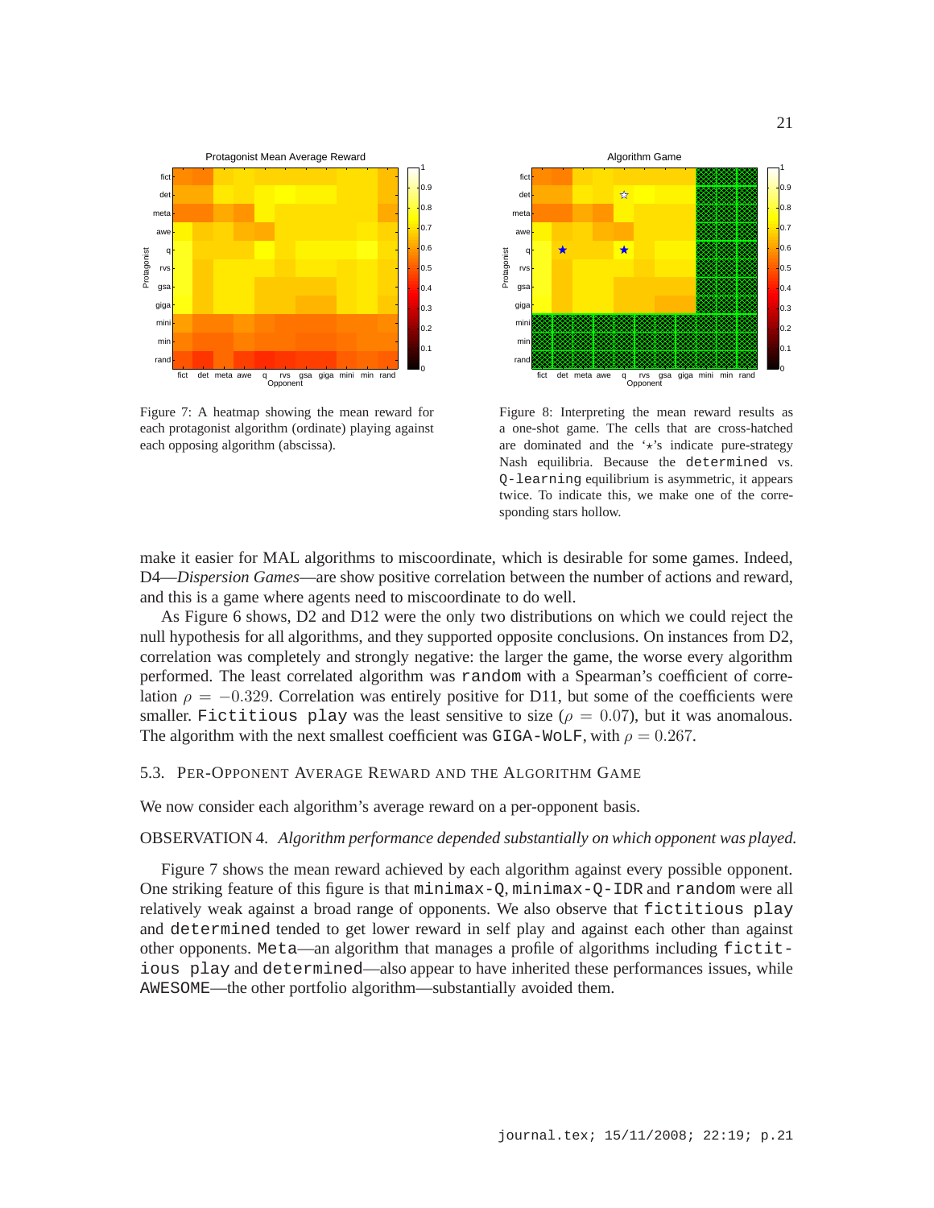Figure 7: A heatmap showing the mean reward for each protagonist algorithm (ordinate) playing against each opposing algorithm (abscissa).

Figure 8: Interpreting the mean reward results as a one-shot game. The cells that are cross-hatched are dominated and the '⋆'s indicate pure-strategy Nash equilibria. Because the `determined` vs. `Q-learning` equilibrium is asymmetric, it appears twice. To indicate this, we make one of the corresponding stars hollow.

make it easier for MAL algorithms to miscoordinate, which is desirable for some games. Indeed, D4—*Dispersion Games*—are show positive correlation between the number of actions and reward, and this is a game where agents need to miscoordinate to do well.

As Figure 6 shows, D2 and D12 were the only two distributions on which we could reject the null hypothesis for all algorithms, and they supported opposite conclusions. On instances from D2, correlation was completely and strongly negative: the larger the game, the worse every algorithm performed. The least correlated algorithm was `random` with a Spearman's coefficient of correlation $\rho = -0.329$. Correlation was entirely positive for D11, but some of the coefficients were smaller. `Fictitious play` was the least sensitive to size ($\rho = 0.07$), but it was anomalous. The algorithm with the next smallest coefficient was `GIGA-WoLF`, with $\rho = 0.267$.

### 5.3. Per-Opponent Average Reward and the Algorithm Game

We now consider each algorithm's average reward on a per-opponent basis.

OBSERVATION 4. *Algorithm performance depended substantially on which opponent was played.*

Figure 7 shows the mean reward achieved by each algorithm against every possible opponent. One striking feature of this figure is that `minimax-Q`, `minimax-Q-IDR` and `random` were all relatively weak against a broad range of opponents. We also observe that `fictitious play` and `determined` tended to get lower reward in self play and against each other than against other opponents. `Meta`—an algorithm that manages a profile of algorithms including `fictitious play` and `determined`—also appear to have inherited these performances issues, while `AWESOME`—the other portfolio algorithm—substantially avoided them.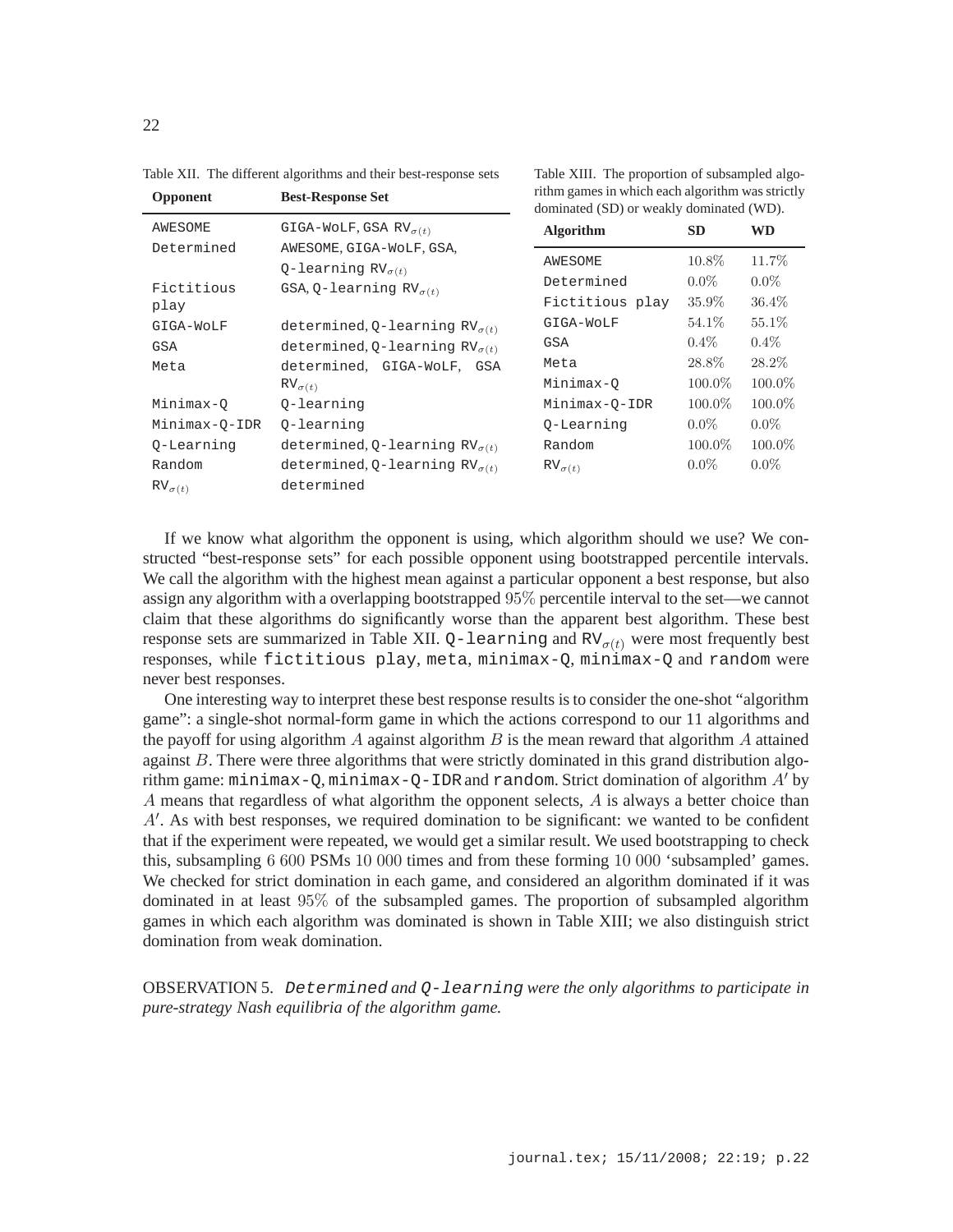Table XII. The different algorithms and their best-response sets

| Opponent | Best-Response Set |
|---|---|
| AWESOME | GIGA-WoLF, GSA $RV_{\sigma(t)}$ |
| Determined | AWESOME, GIGA-WoLF, GSA, Q-learning $RV_{\sigma(t)}$ |
| Fictitious play | GSA, Q-learning $RV_{\sigma(t)}$ |
| GIGA-WoLF | determined, Q-learning $RV_{\sigma(t)}$ |
| GSA | determined, Q-learning $RV_{\sigma(t)}$ |
| Meta | determined, GIGA-WoLF, GSA $RV_{\sigma(t)}$ |
| Minimax-Q | Q-learning |
| Minimax-Q-IDR | Q-learning |
| Q-Learning | determined, Q-learning $RV_{\sigma(t)}$ |
| Random | determined, Q-learning $RV_{\sigma(t)}$ |
| $RV_{\sigma(t)}$ | determined |

Table XIII. The proportion of subsampled algorithm games in which each algorithm was strictly dominated (SD) or weakly dominated (WD).

| Algorithm | SD | WD |
|---|---|---|
| AWESOME | 10.8% | 11.7% |
| Determined | 0.0% | 0.0% |
| Fictitious play | 35.9% | 36.4% |
| GIGA-WoLF | 54.1% | 55.1% |
| GSA | 0.4% | 0.4% |
| Meta | 28.8% | 28.2% |
| Minimax-Q | 100.0% | 100.0% |
| Minimax-Q-IDR | 100.0% | 100.0% |
| Q-Learning | 0.0% | 0.0% |
| Random | 100.0% | 100.0% |
| $RV_{\sigma(t)}$ | 0.0% | 0.0% |

If we know what algorithm the opponent is using, which algorithm should we use? We constructed "best-response sets" for each possible opponent using bootstrapped percentile intervals. We call the algorithm with the highest mean against a particular opponent a best response, but also assign any algorithm with a overlapping bootstrapped 95% percentile interval to the set—we cannot claim that these algorithms do significantly worse than the apparent best algorithm. These best response sets are summarized in Table XII. Q-learning and $RV_{\sigma(t)}$ were most frequently best responses, while fictitious play, meta, minimax-Q, minimax-Q and random were never best responses.

One interesting way to interpret these best response results is to consider the one-shot "algorithm game": a single-shot normal-form game in which the actions correspond to our 11 algorithms and the payoff for using algorithm $A$ against algorithm $B$ is the mean reward that algorithm $A$ attained against $B$. There were three algorithms that were strictly dominated in this grand distribution algorithm game: minimax-Q, minimax-Q-IDR and random. Strict domination of algorithm $A'$ by $A$ means that regardless of what algorithm the opponent selects, $A$ is always a better choice than $A'$. As with best responses, we required domination to be significant: we wanted to be confident that if the experiment were repeated, we would get a similar result. We used bootstrapping to check this, subsampling 6 600 PSMs 10 000 times and from these forming 10 000 'subsampled' games. We checked for strict domination in each game, and considered an algorithm dominated if it was dominated in at least 95% of the subsampled games. The proportion of subsampled algorithm games in which each algorithm was dominated is shown in Table XIII; we also distinguish strict domination from weak domination.

OBSERVATION 5. *Determined and Q-learning were the only algorithms to participate in pure-strategy Nash equilibria of the algorithm game.*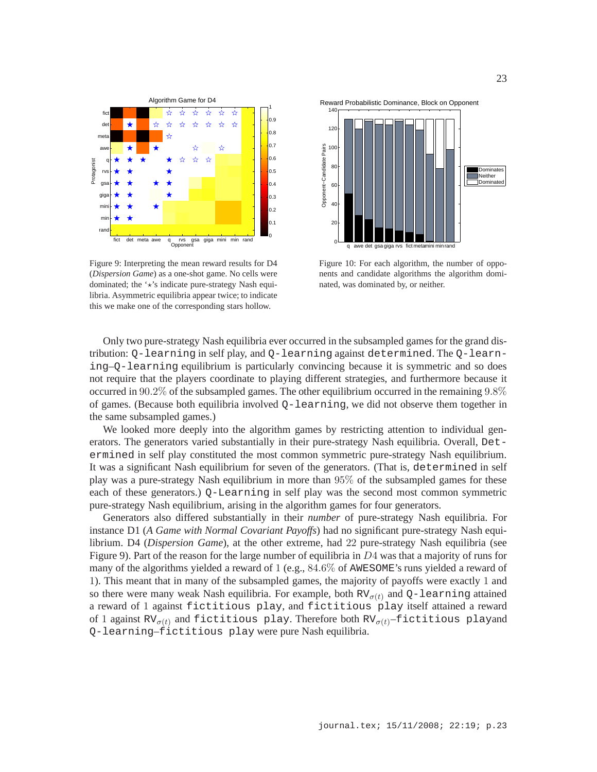Figure 9: Interpreting the mean reward results for D4 (*Dispersion Game*) as a one-shot game. No cells were dominated; the '⋆'s indicate pure-strategy Nash equilibria. Asymmetric equilibria appear twice; to indicate this we make one of the corresponding stars hollow.

Figure 10: For each algorithm, the number of opponents and candidate algorithms the algorithm dominated, was dominated by, or neither.

Only two pure-strategy Nash equilibria ever occurred in the subsampled games for the grand distribution: `Q-learning` in self play, and `Q-learning` against `determined`. The `Q-learning`–`Q-learning` equilibrium is particularly convincing because it is symmetric and so does not require that the players coordinate to playing different strategies, and furthermore because it occurred in $90.2\%$ of the subsampled games. The other equilibrium occurred in the remaining $9.8\%$ of games. (Because both equilibria involved `Q-learning`, we did not observe them together in the same subsampled games.)

We looked more deeply into the algorithm games by restricting attention to individual generators. The generators varied substantially in their pure-strategy Nash equilibria. Overall, `Determined` in self play constituted the most common symmetric pure-strategy Nash equilibrium. It was a significant Nash equilibrium for seven of the generators. (That is, `determined` in self play was a pure-strategy Nash equilibrium in more than $95\%$ of the subsampled games for these each of these generators.) `Q-Learning` in self play was the second most common symmetric pure-strategy Nash equilibrium, arising in the algorithm games for four generators.

Generators also differed substantially in their *number* of pure-strategy Nash equilibria. For instance D1 (*A Game with Normal Covariant Payoffs*) had no significant pure-strategy Nash equilibrium. D4 (*Dispersion Game*), at the other extreme, had 22 pure-strategy Nash equilibria (see Figure 9). Part of the reason for the large number of equilibria in $D4$ was that a majority of runs for many of the algorithms yielded a reward of 1 (e.g., $84.6\%$ of `AWESOME`'s runs yielded a reward of 1). This meant that in many of the subsampled games, the majority of payoffs were exactly 1 and so there were many weak Nash equilibria. For example, both $\mathtt{RV}_{\sigma(t)}$ and `Q-learning` attained a reward of 1 against `fictitious play`, and `fictitious play` itself attained a reward of 1 against $\mathtt{RV}_{\sigma(t)}$ and `fictitious play`. Therefore both $\mathtt{RV}_{\sigma(t)}$–`fictitious play`and `Q-learning`–`fictitious play` were pure Nash equilibria.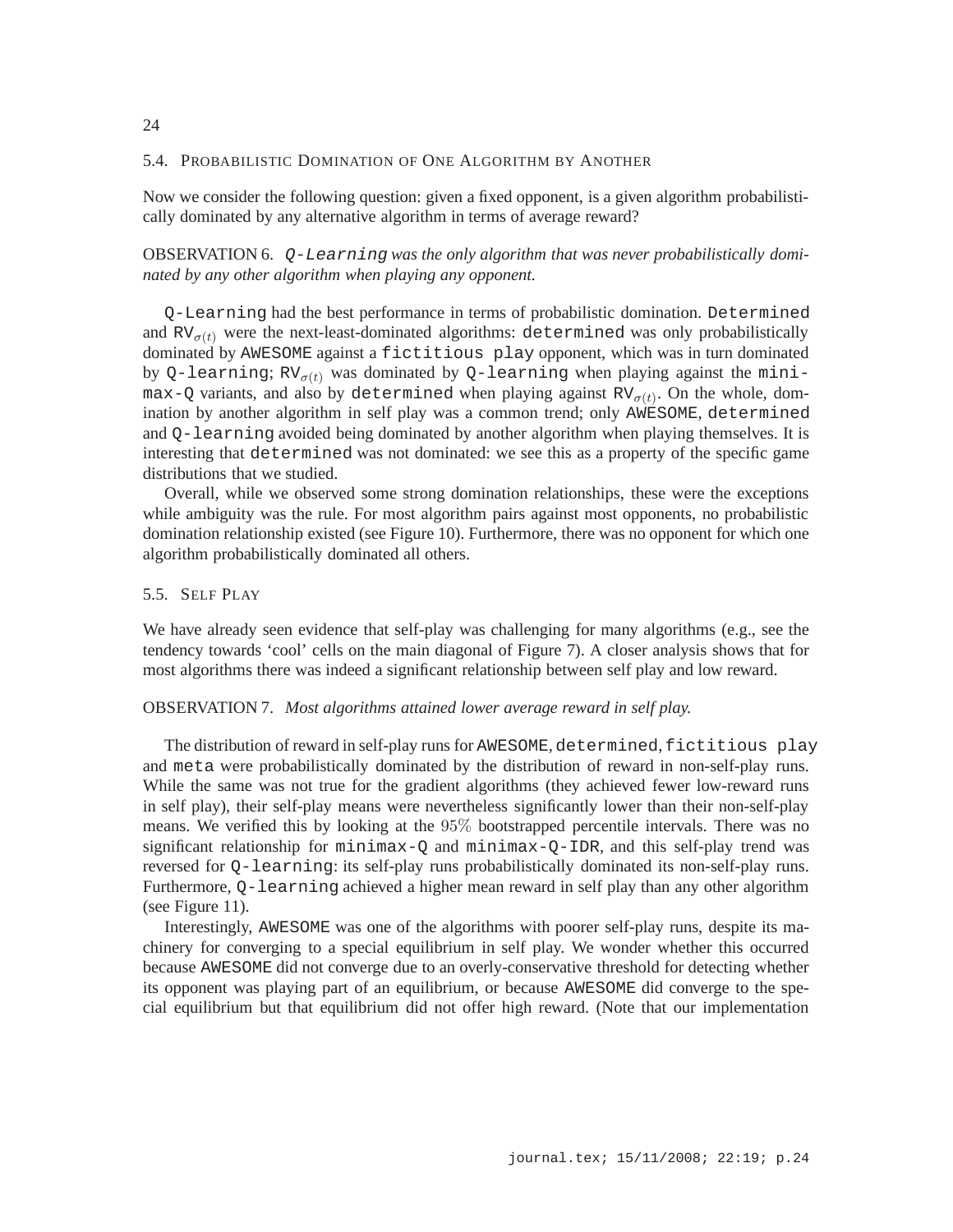### 5.4. Probabilistic Domination of One Algorithm by Another

Now we consider the following question: given a fixed opponent, is a given algorithm probabilistically dominated by any alternative algorithm in terms of average reward?

OBSERVATION 6. *Q-Learning was the only algorithm that was never probabilistically dominated by any other algorithm when playing any opponent.*

Q-Learning had the best performance in terms of probabilistic domination. Determined and $\mathtt{RV}_{\sigma(t)}$ were the next-least-dominated algorithms: determined was only probabilistically dominated by AWESOME against a fictitious play opponent, which was in turn dominated by Q-learning; $\mathtt{RV}_{\sigma(t)}$ was dominated by Q-learning when playing against the minimax-Q variants, and also by determined when playing against $\mathtt{RV}_{\sigma(t)}$. On the whole, domination by another algorithm in self play was a common trend; only AWESOME, determined and Q-learning avoided being dominated by another algorithm when playing themselves. It is interesting that determined was not dominated: we see this as a property of the specific game distributions that we studied.

Overall, while we observed some strong domination relationships, these were the exceptions while ambiguity was the rule. For most algorithm pairs against most opponents, no probabilistic domination relationship existed (see Figure 10). Furthermore, there was no opponent for which one algorithm probabilistically dominated all others.

### 5.5. Self Play

We have already seen evidence that self-play was challenging for many algorithms (e.g., see the tendency towards 'cool' cells on the main diagonal of Figure 7). A closer analysis shows that for most algorithms there was indeed a significant relationship between self play and low reward.

OBSERVATION 7. *Most algorithms attained lower average reward in self play.*

The distribution of reward in self-play runs for AWESOME, determined, fictitious play and meta were probabilistically dominated by the distribution of reward in non-self-play runs. While the same was not true for the gradient algorithms (they achieved fewer low-reward runs in self play), their self-play means were nevertheless significantly lower than their non-self-play means. We verified this by looking at the $95\%$ bootstrapped percentile intervals. There was no significant relationship for minimax-Q and minimax-Q-IDR, and this self-play trend was reversed for Q-learning: its self-play runs probabilistically dominated its non-self-play runs. Furthermore, Q-learning achieved a higher mean reward in self play than any other algorithm (see Figure 11).

Interestingly, AWESOME was one of the algorithms with poorer self-play runs, despite its machinery for converging to a special equilibrium in self play. We wonder whether this occurred because AWESOME did not converge due to an overly-conservative threshold for detecting whether its opponent was playing part of an equilibrium, or because AWESOME did converge to the special equilibrium but that equilibrium did not offer high reward. (Note that our implementation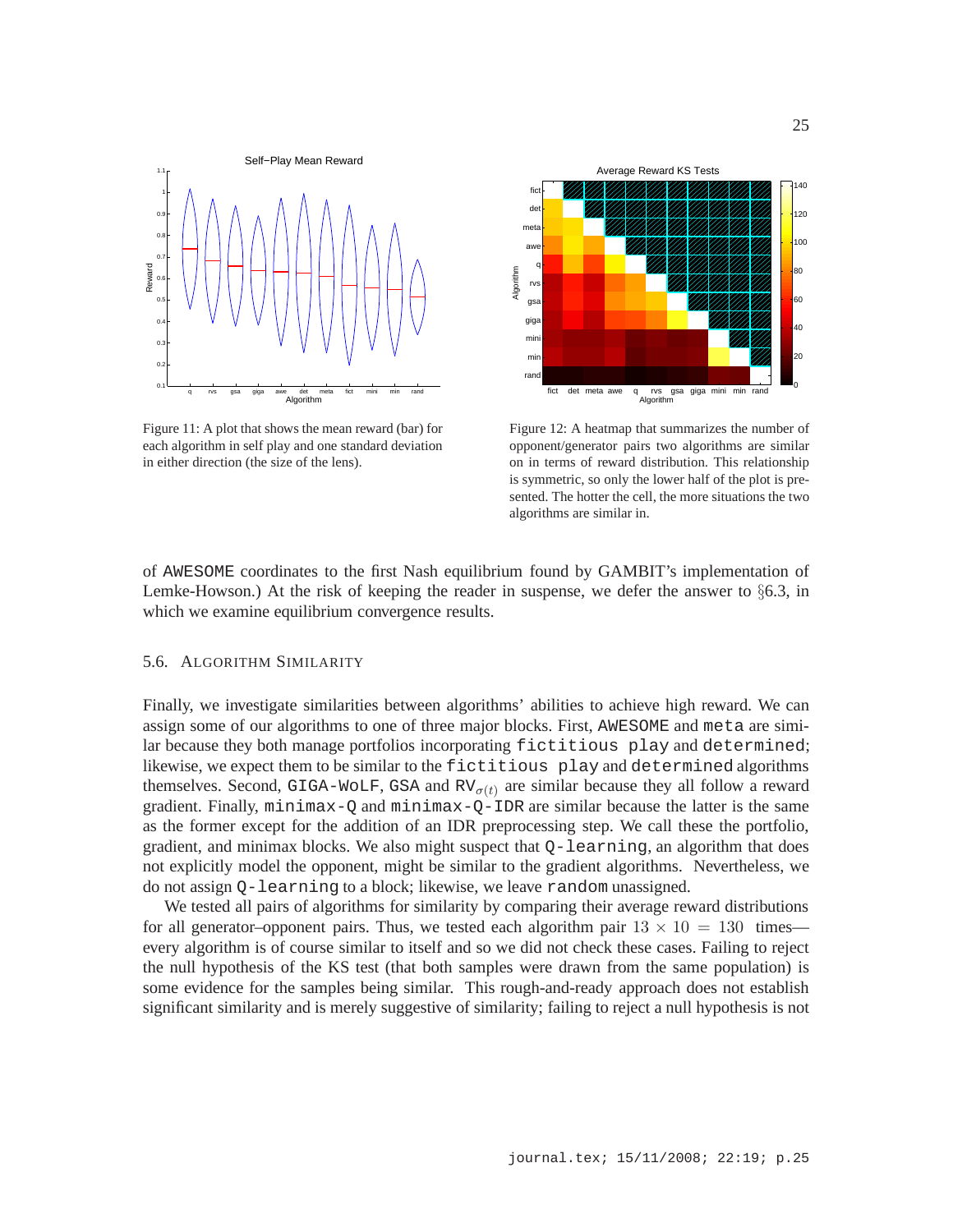Figure 11: A plot that shows the mean reward (bar) for each algorithm in self play and one standard deviation in either direction (the size of the lens).

Figure 12: A heatmap that summarizes the number of opponent/generator pairs two algorithms are similar on in terms of reward distribution. This relationship is symmetric, so only the lower half of the plot is presented. The hotter the cell, the more situations the two algorithms are similar in.

of AWESOME coordinates to the first Nash equilibrium found by GAMBIT's implementation of Lemke-Howson.) At the risk of keeping the reader in suspense, we defer the answer to §6.3, in which we examine equilibrium convergence results.

### 5.6. Algorithm Similarity

Finally, we investigate similarities between algorithms' abilities to achieve high reward. We can assign some of our algorithms to one of three major blocks. First, AWESOME and meta are similar because they both manage portfolios incorporating fictitious play and determined; likewise, we expect them to be similar to the fictitious play and determined algorithms themselves. Second, GIGA-WoLF, GSA and $\text{RV}_{\sigma(t)}$ are similar because they all follow a reward gradient. Finally, minimax-Q and minimax-Q-IDR are similar because the latter is the same as the former except for the addition of an IDR preprocessing step. We call these the portfolio, gradient, and minimax blocks. We also might suspect that Q-learning, an algorithm that does not explicitly model the opponent, might be similar to the gradient algorithms. Nevertheless, we do not assign Q-learning to a block; likewise, we leave random unassigned.

We tested all pairs of algorithms for similarity by comparing their average reward distributions for all generator–opponent pairs. Thus, we tested each algorithm pair $13 \times 10 = 130$ times—every algorithm is of course similar to itself and so we did not check these cases. Failing to reject the null hypothesis of the KS test (that both samples were drawn from the same population) is some evidence for the samples being similar. This rough-and-ready approach does not establish significant similarity and is merely suggestive of similarity; failing to reject a null hypothesis is not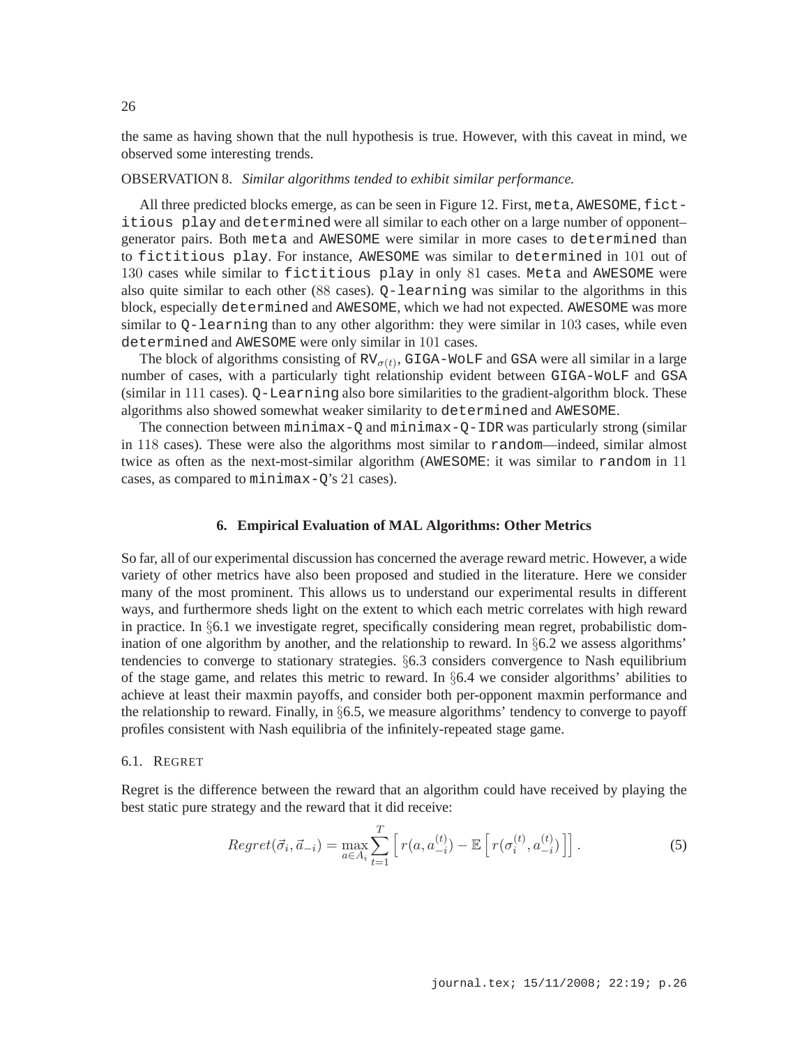the same as having shown that the null hypothesis is true. However, with this caveat in mind, we observed some interesting trends.

OBSERVATION 8. *Similar algorithms tended to exhibit similar performance.*

All three predicted blocks emerge, as can be seen in Figure 12. First, `meta`, `AWESOME`, `fictitious play` and `determined` were all similar to each other on a large number of opponent–generator pairs. Both `meta` and `AWESOME` were similar in more cases to `determined` than to `fictitious play`. For instance, `AWESOME` was similar to `determined` in 101 out of 130 cases while similar to `fictitious play` in only 81 cases. `Meta` and `AWESOME` were also quite similar to each other (88 cases). `Q-learning` was similar to the algorithms in this block, especially `determined` and `AWESOME`, which we had not expected. `AWESOME` was more similar to `Q-learning` than to any other algorithm: they were similar in 103 cases, while even `determined` and `AWESOME` were only similar in 101 cases.

The block of algorithms consisting of $\texttt{RV}_{\sigma(t)}$, `GIGA-WoLF` and `GSA` were all similar in a large number of cases, with a particularly tight relationship evident between `GIGA-WoLF` and `GSA` (similar in 111 cases). `Q-Learning` also bore similarities to the gradient-algorithm block. These algorithms also showed somewhat weaker similarity to `determined` and `AWESOME`.

The connection between `minimax-Q` and `minimax-Q-IDR` was particularly strong (similar in 118 cases). These were also the algorithms most similar to `random`—indeed, similar almost twice as often as the next-most-similar algorithm (`AWESOME`: it was similar to `random` in 11 cases, as compared to `minimax-Q`'s 21 cases).

## 6. Empirical Evaluation of MAL Algorithms: Other Metrics

So far, all of our experimental discussion has concerned the average reward metric. However, a wide variety of other metrics have also been proposed and studied in the literature. Here we consider many of the most prominent. This allows us to understand our experimental results in different ways, and furthermore sheds light on the extent to which each metric correlates with high reward in practice. In §6.1 we investigate regret, specifically considering mean regret, probabilistic domination of one algorithm by another, and the relationship to reward. In §6.2 we assess algorithms' tendencies to converge to stationary strategies. §6.3 considers convergence to Nash equilibrium of the stage game, and relates this metric to reward. In §6.4 we consider algorithms' abilities to achieve at least their maxmin payoffs, and consider both per-opponent maxmin performance and the relationship to reward. Finally, in §6.5, we measure algorithms' tendency to converge to payoff profiles consistent with Nash equilibria of the infinitely-repeated stage game.

### 6.1. Regret

Regret is the difference between the reward that an algorithm could have received by playing the best static pure strategy and the reward that it did receive:

$$Regret(\vec{\sigma}_i, \vec{a}_{-i}) = \max_{a \in A_i} \sum_{t=1}^{T} \left[ r(a, a_{-i}^{(t)}) - \mathbb{E}\left[ r(\sigma_i^{(t)}, a_{-i}^{(t)}) \right] \right]. \quad (5)$$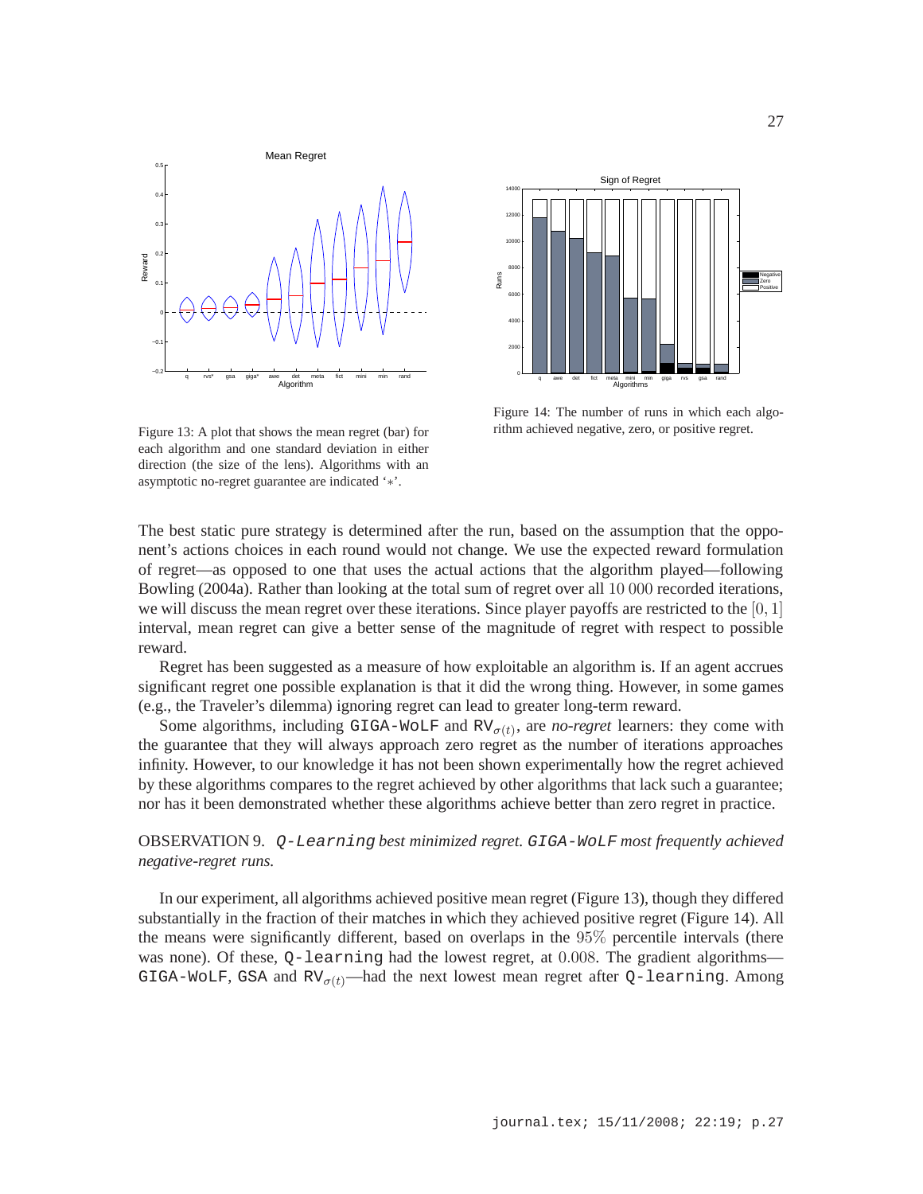Figure 13: A plot that shows the mean regret (bar) for each algorithm and one standard deviation in either direction (the size of the lens). Algorithms with an asymptotic no-regret guarantee are indicated '∗'.

Figure 14: The number of runs in which each algorithm achieved negative, zero, or positive regret.

The best static pure strategy is determined after the run, based on the assumption that the opponent's actions choices in each round would not change. We use the expected reward formulation of regret—as opposed to one that uses the actual actions that the algorithm played—following Bowling (2004a). Rather than looking at the total sum of regret over all $10\,000$ recorded iterations, we will discuss the mean regret over these iterations. Since player payoffs are restricted to the $[0, 1]$ interval, mean regret can give a better sense of the magnitude of regret with respect to possible reward.

Regret has been suggested as a measure of how exploitable an algorithm is. If an agent accrues significant regret one possible explanation is that it did the wrong thing. However, in some games (e.g., the Traveler's dilemma) ignoring regret can lead to greater long-term reward.

Some algorithms, including `GIGA-WoLF` and $\texttt{RV}_{\sigma(t)}$, are *no-regret* learners: they come with the guarantee that they will always approach zero regret as the number of iterations approaches infinity. However, to our knowledge it has not been shown experimentally how the regret achieved by these algorithms compares to the regret achieved by other algorithms that lack such a guarantee; nor has it been demonstrated whether these algorithms achieve better than zero regret in practice.

OBSERVATION 9. *`Q-Learning` best minimized regret. `GIGA-WoLF` most frequently achieved negative-regret runs.*

In our experiment, all algorithms achieved positive mean regret (Figure 13), though they differed substantially in the fraction of their matches in which they achieved positive regret (Figure 14). All the means were significantly different, based on overlaps in the $95\%$ percentile intervals (there was none). Of these, `Q-learning` had the lowest regret, at $0.008$. The gradient algorithms—`GIGA-WoLF`, `GSA` and $\texttt{RV}_{\sigma(t)}$—had the next lowest mean regret after `Q-learning`. Among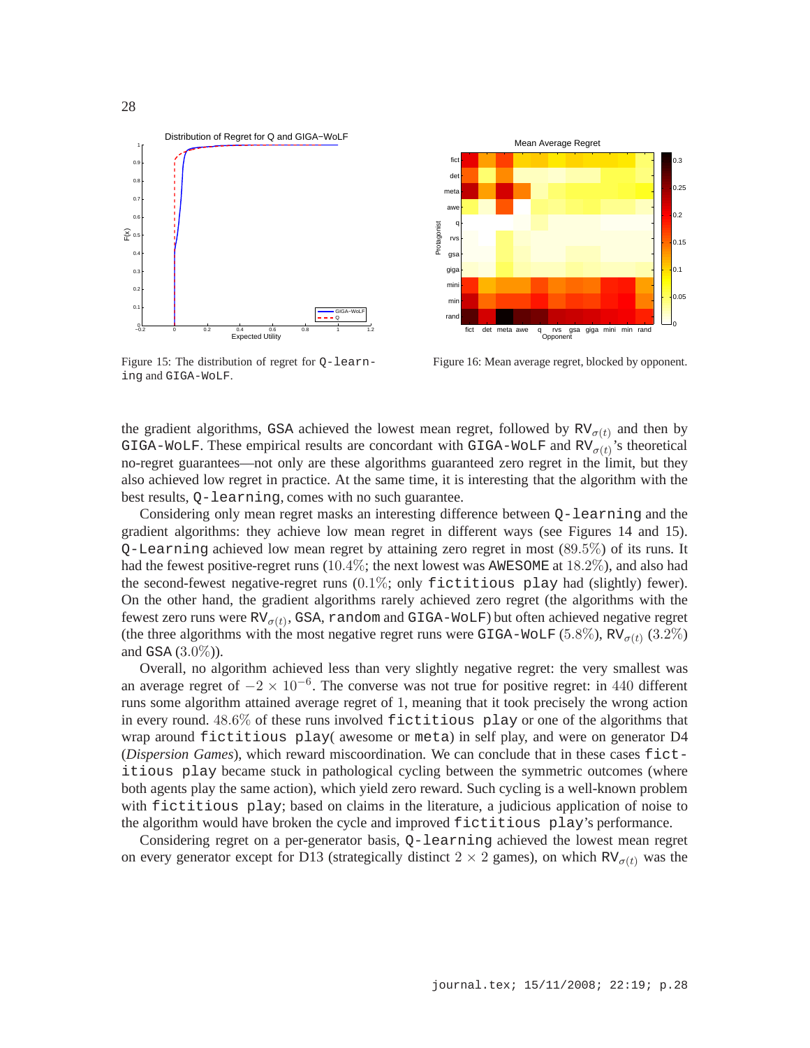Figure 15: The distribution of regret for Q-learning and GIGA-WoLF.

Figure 16: Mean average regret, blocked by opponent.

the gradient algorithms, GSA achieved the lowest mean regret, followed by $\mathrm{RV}_{\sigma(t)}$ and then by GIGA-WoLF. These empirical results are concordant with GIGA-WoLF and $\mathrm{RV}_{\sigma(t)}$'s theoretical no-regret guarantees—not only are these algorithms guaranteed zero regret in the limit, but they also achieved low regret in practice. At the same time, it is interesting that the algorithm with the best results, Q-learning, comes with no such guarantee.

Considering only mean regret masks an interesting difference between Q-learning and the gradient algorithms: they achieve low mean regret in different ways (see Figures 14 and 15). Q-Learning achieved low mean regret by attaining zero regret in most ($89.5\%$) of its runs. It had the fewest positive-regret runs ($10.4\%$; the next lowest was AWESOME at $18.2\%$), and also had the second-fewest negative-regret runs ($0.1\%$; only fictitious play had (slightly) fewer). On the other hand, the gradient algorithms rarely achieved zero regret (the algorithms with the fewest zero runs were $\mathrm{RV}_{\sigma(t)}$, GSA, random and GIGA-WoLF) but often achieved negative regret (the three algorithms with the most negative regret runs were GIGA-WoLF ($5.8\%$), $\mathrm{RV}_{\sigma(t)}$ ($3.2\%$) and GSA ($3.0\%$)).

Overall, no algorithm achieved less than very slightly negative regret: the very smallest was an average regret of $-2 \times 10^{-6}$. The converse was not true for positive regret: in $440$ different runs some algorithm attained average regret of $1$, meaning that it took precisely the wrong action in every round. $48.6\%$ of these runs involved fictitious play or one of the algorithms that wrap around fictitious play( awesome or meta) in self play, and were on generator D4 (*Dispersion Games*), which reward miscoordination. We can conclude that in these cases fictitious play became stuck in pathological cycling between the symmetric outcomes (where both agents play the same action), which yield zero reward. Such cycling is a well-known problem with fictitious play; based on claims in the literature, a judicious application of noise to the algorithm would have broken the cycle and improved fictitious play's performance.

Considering regret on a per-generator basis, Q-learning achieved the lowest mean regret on every generator except for D13 (strategically distinct $2 \times 2$ games), on which $\mathrm{RV}_{\sigma(t)}$ was the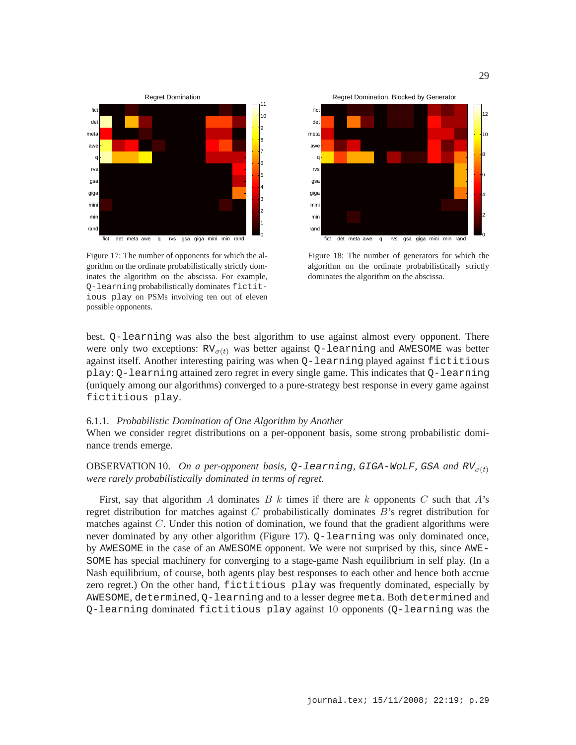Figure 17: The number of opponents for which the algorithm on the ordinate probabilistically strictly dominates the algorithm on the abscissa. For example, Q-learning probabilistically dominates fictitious play on PSMs involving ten out of eleven possible opponents.

Figure 18: The number of generators for which the algorithm on the ordinate probabilistically strictly dominates the algorithm on the abscissa.

best. Q-learning was also the best algorithm to use against almost every opponent. There were only two exceptions: $\text{RV}_{\sigma(t)}$ was better against Q-learning and AWESOME was better against itself. Another interesting pairing was when Q-learning played against fictitious play: Q-learning attained zero regret in every single game. This indicates that Q-learning (uniquely among our algorithms) converged to a pure-strategy best response in every game against fictitious play.

#### 6.1.1. *Probabilistic Domination of One Algorithm by Another*

When we consider regret distributions on a per-opponent basis, some strong probabilistic dominance trends emerge.

OBSERVATION 10. *On a per-opponent basis, Q-learning, GIGA-WoLF, GSA and $\text{RV}_{\sigma(t)}$ were rarely probabilistically dominated in terms of regret.*

First, say that algorithm $A$ dominates $B$ $k$ times if there are $k$ opponents $C$ such that $A$'s regret distribution for matches against $C$ probabilistically dominates $B$'s regret distribution for matches against $C$. Under this notion of domination, we found that the gradient algorithms were never dominated by any other algorithm (Figure 17). Q-learning was only dominated once, by AWESOME in the case of an AWESOME opponent. We were not surprised by this, since AWESOME has special machinery for converging to a stage-game Nash equilibrium in self play. (In a Nash equilibrium, of course, both agents play best responses to each other and hence both accrue zero regret.) On the other hand, fictitious play was frequently dominated, especially by AWESOME, determined, Q-learning and to a lesser degree meta. Both determined and Q-learning dominated fictitious play against 10 opponents (Q-learning was the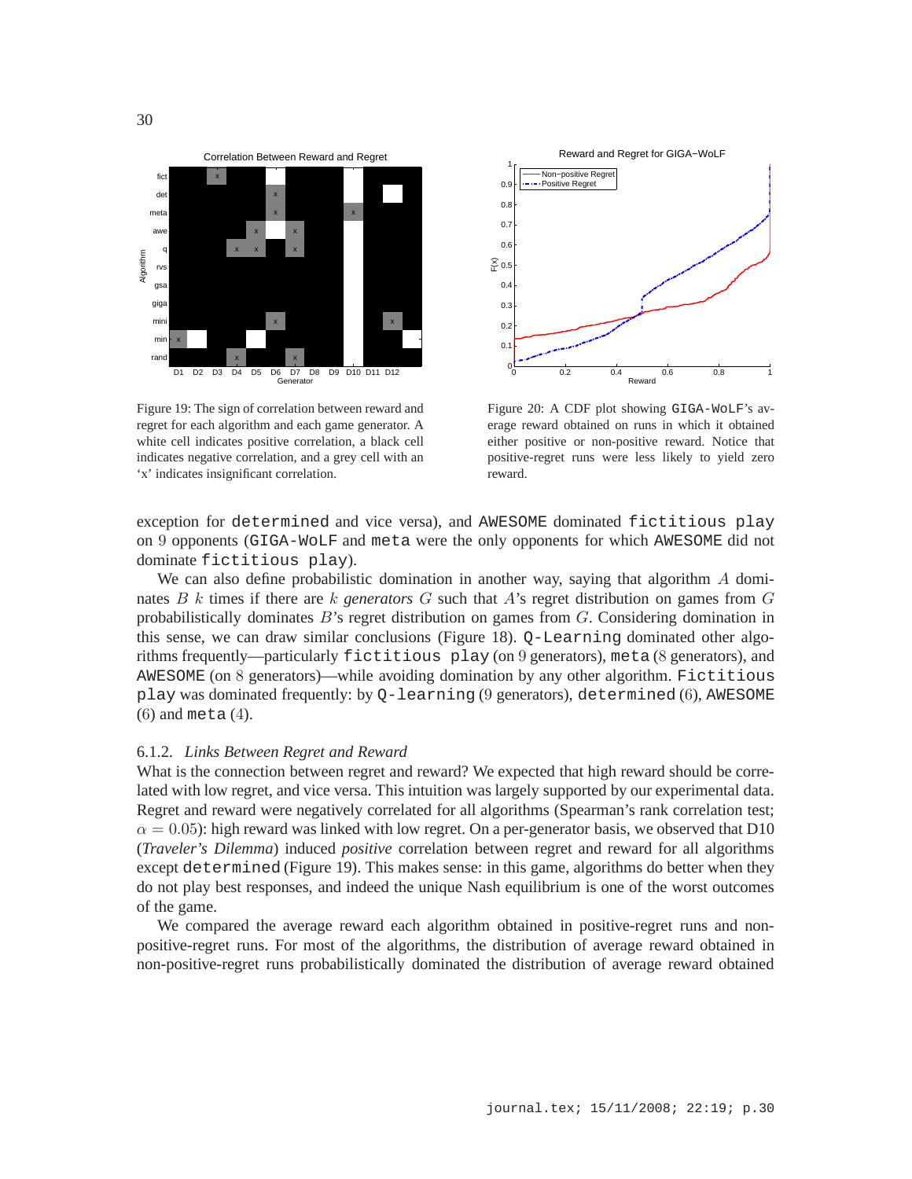Figure 19: The sign of correlation between reward and regret for each algorithm and each game generator. A white cell indicates positive correlation, a black cell indicates negative correlation, and a grey cell with an 'x' indicates insignificant correlation.

Figure 20: A CDF plot showing GIGA-WoLF's average reward obtained on runs in which it obtained either positive or non-positive reward. Notice that positive-regret runs were less likely to yield zero reward.

exception for `determined` and vice versa), and `AWESOME` dominated `fictitious play` on 9 opponents (`GIGA-WoLF` and `meta` were the only opponents for which `AWESOME` did not dominate `fictitious play`).

We can also define probabilistic domination in another way, saying that algorithm $A$ dominates $B$ $k$ times if there are $k$ *generators* $G$ such that $A$'s regret distribution on games from $G$ probabilistically dominates $B$'s regret distribution on games from $G$. Considering domination in this sense, we can draw similar conclusions (Figure 18). `Q-Learning` dominated other algorithms frequently—particularly `fictitious play` (on 9 generators), `meta` (8 generators), and `AWESOME` (on 8 generators)—while avoiding domination by any other algorithm. `Fictitious play` was dominated frequently: by `Q-learning` (9 generators), `determined` (6), `AWESOME` (6) and `meta` (4).

### 6.1.2. *Links Between Regret and Reward*

What is the connection between regret and reward? We expected that high reward should be correlated with low regret, and vice versa. This intuition was largely supported by our experimental data. Regret and reward were negatively correlated for all algorithms (Spearman's rank correlation test; $\alpha = 0.05$): high reward was linked with low regret. On a per-generator basis, we observed that D10 (*Traveler's Dilemma*) induced *positive* correlation between regret and reward for all algorithms except `determined` (Figure 19). This makes sense: in this game, algorithms do better when they do not play best responses, and indeed the unique Nash equilibrium is one of the worst outcomes of the game.

We compared the average reward each algorithm obtained in positive-regret runs and non-positive-regret runs. For most of the algorithms, the distribution of average reward obtained in non-positive-regret runs probabilistically dominated the distribution of average reward obtained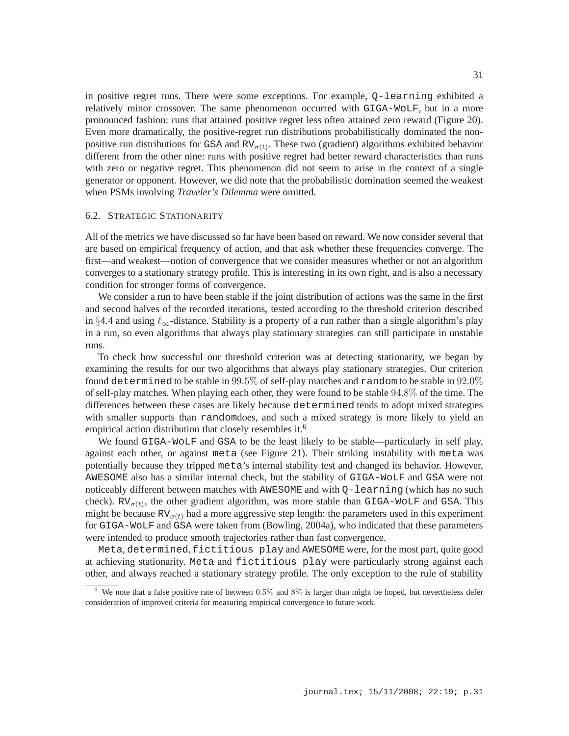in positive regret runs. There were some exceptions. For example, `Q-learning` exhibited a relatively minor crossover. The same phenomenon occurred with `GIGA-WoLF`, but in a more pronounced fashion: runs that attained positive regret less often attained zero reward (Figure 20). Even more dramatically, the positive-regret run distributions probabilistically dominated the non-positive run distributions for `GSA` and $\mathtt{RV}_{\sigma(t)}$. These two (gradient) algorithms exhibited behavior different from the other nine: runs with positive regret had better reward characteristics than runs with zero or negative regret. This phenomenon did not seem to arise in the context of a single generator or opponent. However, we did note that the probabilistic domination seemed the weakest when PSMs involving *Traveler's Dilemma* were omitted.

### 6.2. Strategic Stationarity

All of the metrics we have discussed so far have been based on reward. We now consider several that are based on empirical frequency of action, and that ask whether these frequencies converge. The first—and weakest—notion of convergence that we consider measures whether or not an algorithm converges to a stationary strategy profile. This is interesting in its own right, and is also a necessary condition for stronger forms of convergence.

We consider a run to have been stable if the joint distribution of actions was the same in the first and second halves of the recorded iterations, tested according to the threshold criterion described in §4.4 and using $\ell_\infty$-distance. Stability is a property of a run rather than a single algorithm's play in a run, so even algorithms that always play stationary strategies can still participate in unstable runs.

To check how successful our threshold criterion was at detecting stationarity, we began by examining the results for our two algorithms that always play stationary strategies. Our criterion found `determined` to be stable in $99.5\%$ of self-play matches and `random` to be stable in $92.0\%$ of self-play matches. When playing each other, they were found to be stable $94.8\%$ of the time. The differences between these cases are likely because `determined` tends to adopt mixed strategies with smaller supports than `random`does, and such a mixed strategy is more likely to yield an empirical action distribution that closely resembles it.[6]

We found `GIGA-WoLF` and `GSA` to be the least likely to be stable—particularly in self play, against each other, or against `meta` (see Figure 21). Their striking instability with `meta` was potentially because they tripped `meta`'s internal stability test and changed its behavior. However, `AWESOME` also has a similar internal check, but the stability of `GIGA-WoLF` and `GSA` were not noticeably different between matches with `AWESOME` and with `Q-learning` (which has no such check). $\mathtt{RV}_{\sigma(t)}$, the other gradient algorithm, was more stable than `GIGA-WoLF` and `GSA`. This might be because $\mathtt{RV}_{\sigma(t)}$ had a more aggressive step length: the parameters used in this experiment for `GIGA-WoLF` and `GSA` were taken from (Bowling, 2004a), who indicated that these parameters were intended to produce smooth trajectories rather than fast convergence.

`Meta`, `determined`, `fictitious play` and `AWESOME` were, for the most part, quite good at achieving stationarity. `Meta` and `fictitious play` were particularly strong against each other, and always reached a stationary strategy profile. The only exception to the rule of stability

[6] We note that a false positive rate of between $0.5\%$ and $8\%$ is larger than might be hoped, but nevertheless defer consideration of improved criteria for measuring empirical convergence to future work.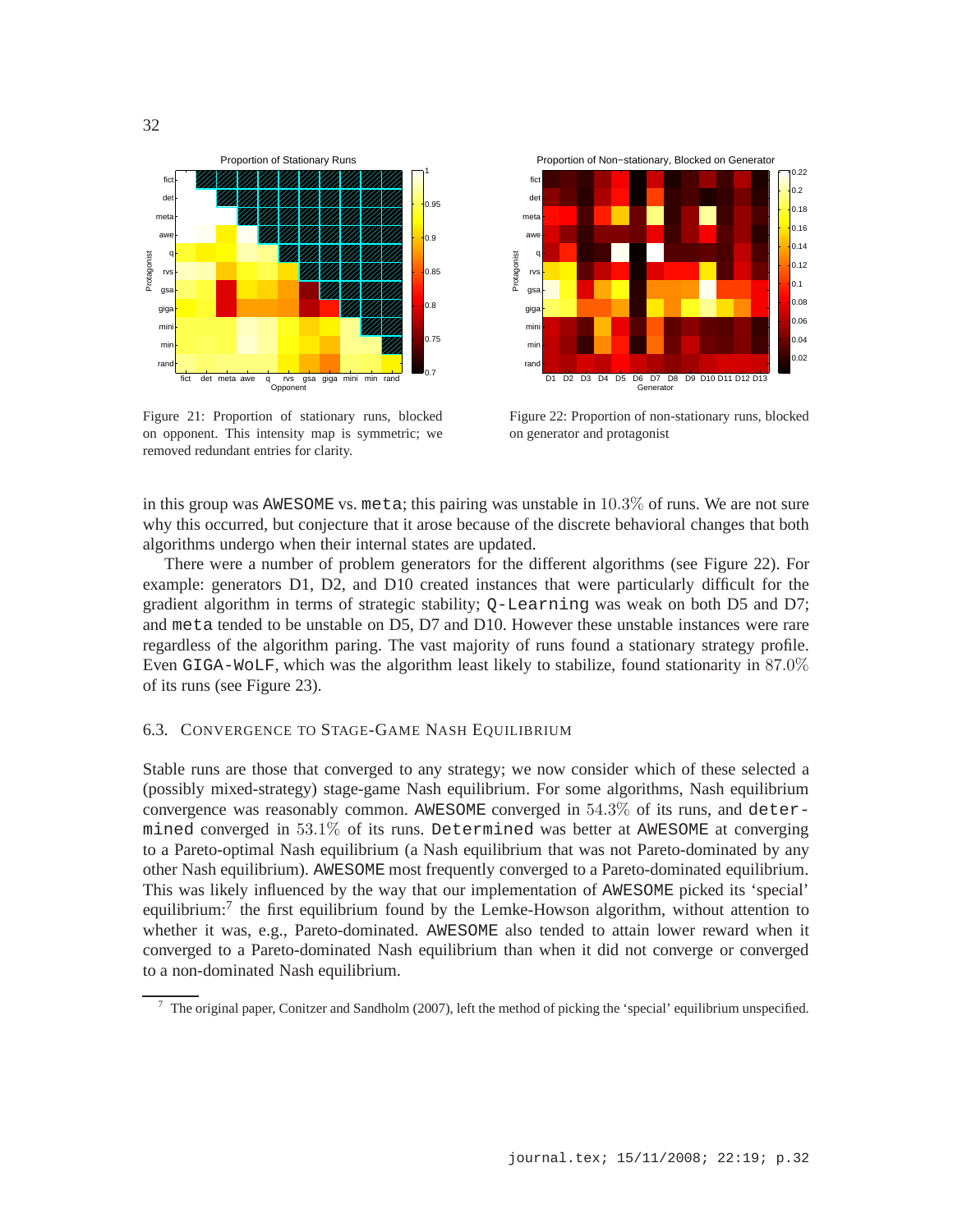Figure 21: Proportion of stationary runs, blocked on opponent. This intensity map is symmetric; we removed redundant entries for clarity.

Figure 22: Proportion of non-stationary runs, blocked on generator and protagonist

in this group was AWESOME vs. meta; this pairing was unstable in $10.3\%$ of runs. We are not sure why this occurred, but conjecture that it arose because of the discrete behavioral changes that both algorithms undergo when their internal states are updated.

There were a number of problem generators for the different algorithms (see Figure 22). For example: generators D1, D2, and D10 created instances that were particularly difficult for the gradient algorithm in terms of strategic stability; Q-Learning was weak on both D5 and D7; and meta tended to be unstable on D5, D7 and D10. However these unstable instances were rare regardless of the algorithm paring. The vast majority of runs found a stationary strategy profile. Even GIGA-WoLF, which was the algorithm least likely to stabilize, found stationarity in $87.0\%$ of its runs (see Figure 23).

### 6.3. Convergence to Stage-Game Nash Equilibrium

Stable runs are those that converged to any strategy; we now consider which of these selected a (possibly mixed-strategy) stage-game Nash equilibrium. For some algorithms, Nash equilibrium convergence was reasonably common. AWESOME converged in $54.3\%$ of its runs, and determined converged in $53.1\%$ of its runs. Determined was better at AWESOME at converging to a Pareto-optimal Nash equilibrium (a Nash equilibrium that was not Pareto-dominated by any other Nash equilibrium). AWESOME most frequently converged to a Pareto-dominated equilibrium. This was likely influenced by the way that our implementation of AWESOME picked its 'special' equilibrium:[7] the first equilibrium found by the Lemke-Howson algorithm, without attention to whether it was, e.g., Pareto-dominated. AWESOME also tended to attain lower reward when it converged to a Pareto-dominated Nash equilibrium than when it did not converge or converged to a non-dominated Nash equilibrium.

[7] The original paper, Conitzer and Sandholm (2007), left the method of picking the 'special' equilibrium unspecified.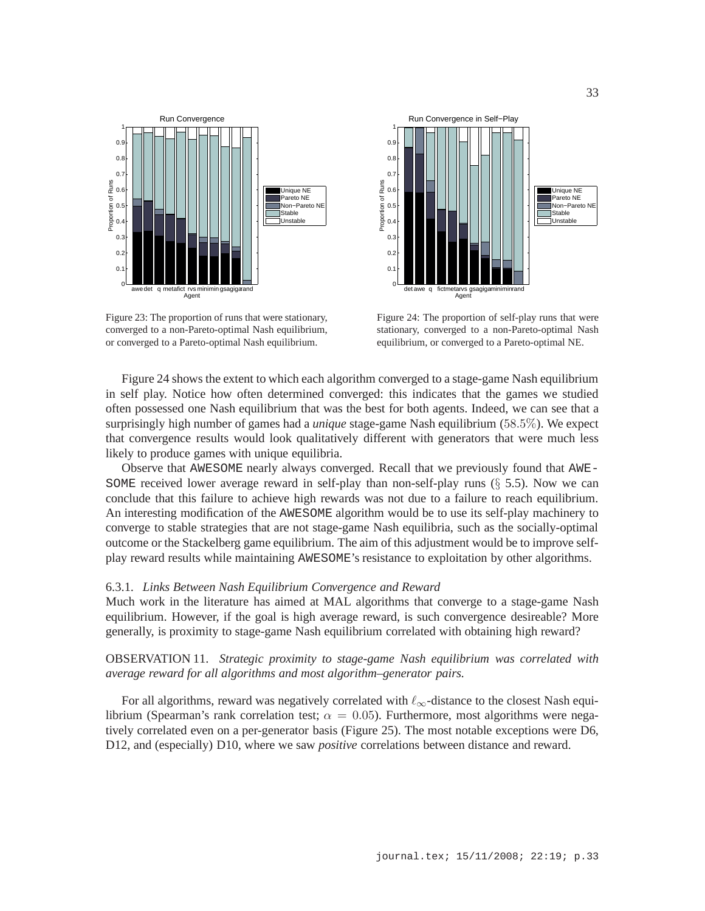Figure 23: The proportion of runs that were stationary, converged to a non-Pareto-optimal Nash equilibrium, or converged to a Pareto-optimal Nash equilibrium.

Figure 24: The proportion of self-play runs that were stationary, converged to a non-Pareto-optimal Nash equilibrium, or converged to a Pareto-optimal NE.

Figure 24 shows the extent to which each algorithm converged to a stage-game Nash equilibrium in self play. Notice how often determined converged: this indicates that the games we studied often possessed one Nash equilibrium that was the best for both agents. Indeed, we can see that a surprisingly high number of games had a *unique* stage-game Nash equilibrium ($58.5\%$). We expect that convergence results would look qualitatively different with generators that were much less likely to produce games with unique equilibria.

Observe that AWESOME nearly always converged. Recall that we previously found that AWESOME received lower average reward in self-play than non-self-play runs (§ 5.5). Now we can conclude that this failure to achieve high rewards was not due to a failure to reach equilibrium. An interesting modification of the AWESOME algorithm would be to use its self-play machinery to converge to stable strategies that are not stage-game Nash equilibria, such as the socially-optimal outcome or the Stackelberg game equilibrium. The aim of this adjustment would be to improve self-play reward results while maintaining AWESOME's resistance to exploitation by other algorithms.

### 6.3.1. *Links Between Nash Equilibrium Convergence and Reward*

Much work in the literature has aimed at MAL algorithms that converge to a stage-game Nash equilibrium. However, if the goal is high average reward, is such convergence desireable? More generally, is proximity to stage-game Nash equilibrium correlated with obtaining high reward?

OBSERVATION 11. *Strategic proximity to stage-game Nash equilibrium was correlated with average reward for all algorithms and most algorithm–generator pairs.*

For all algorithms, reward was negatively correlated with $\ell_\infty$-distance to the closest Nash equilibrium (Spearman's rank correlation test; $\alpha = 0.05$). Furthermore, most algorithms were negatively correlated even on a per-generator basis (Figure 25). The most notable exceptions were D6, D12, and (especially) D10, where we saw *positive* correlations between distance and reward.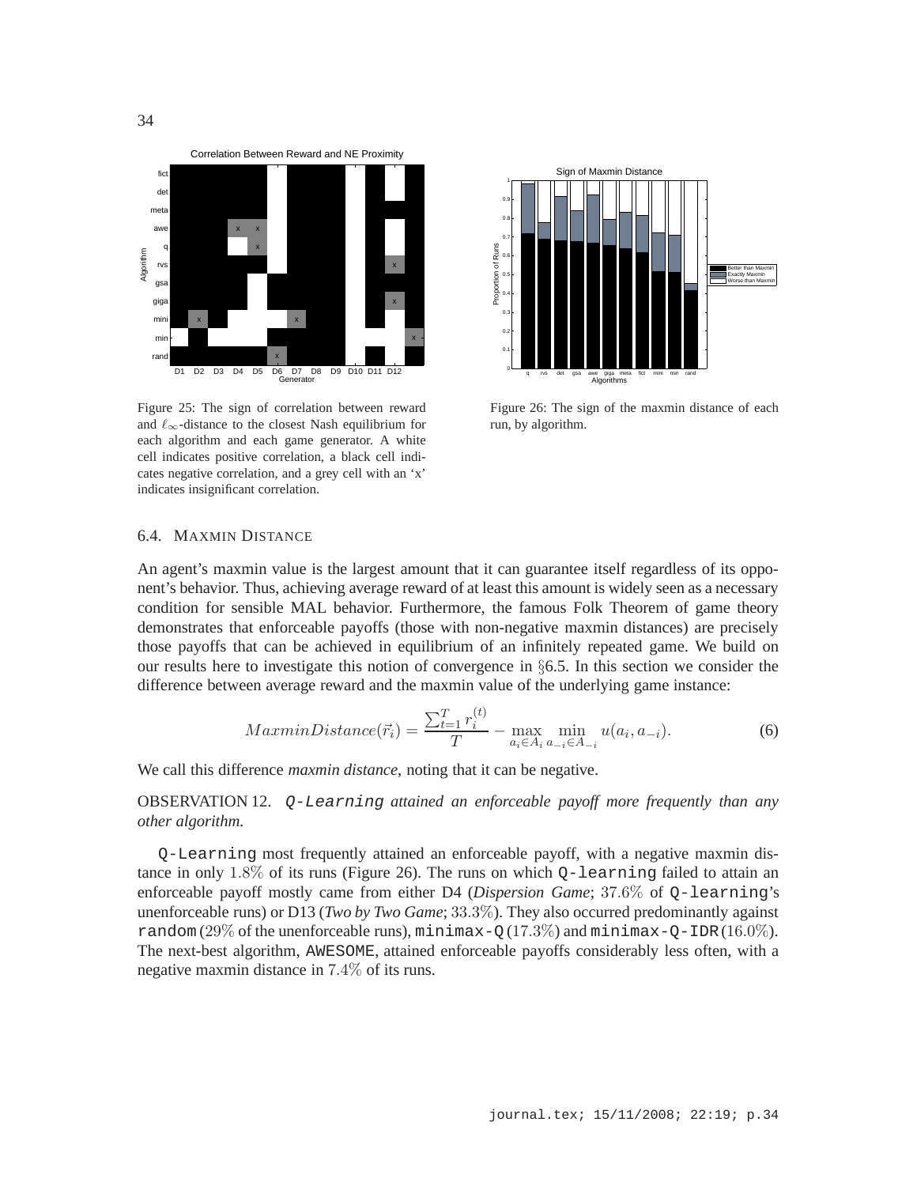Figure 25: The sign of correlation between reward and $\ell_\infty$-distance to the closest Nash equilibrium for each algorithm and each game generator. A white cell indicates positive correlation, a black cell indicates negative correlation, and a grey cell with an 'x' indicates insignificant correlation.

Figure 26: The sign of the maxmin distance of each run, by algorithm.

## 6.4. MAXMIN DISTANCE

An agent's maxmin value is the largest amount that it can guarantee itself regardless of its opponent's behavior. Thus, achieving average reward of at least this amount is widely seen as a necessary condition for sensible MAL behavior. Furthermore, the famous Folk Theorem of game theory demonstrates that enforceable payoffs (those with non-negative maxmin distances) are precisely those payoffs that can be achieved in equilibrium of an infinitely repeated game. We build on our results here to investigate this notion of convergence in §6.5. In this section we consider the difference between average reward and the maxmin value of the underlying game instance:

$$MaxminDistance(\vec{r}_i) = \frac{\sum_{t=1}^{T} r_i^{(t)}}{T} - \max_{a_i \in A_i} \min_{a_{-i} \in A_{-i}} u(a_i, a_{-i}). \tag{6}$$

We call this difference *maxmin distance*, noting that it can be negative.

OBSERVATION 12. *`Q-Learning` attained an enforceable payoff more frequently than any other algorithm.*

`Q-Learning` most frequently attained an enforceable payoff, with a negative maxmin distance in only $1.8\%$ of its runs (Figure 26). The runs on which `Q-learning` failed to attain an enforceable payoff mostly came from either D4 (*Dispersion Game*; $37.6\%$ of `Q-learning`'s unenforceable runs) or D13 (*Two by Two Game*; $33.3\%$). They also occurred predominantly against `random` ($29\%$ of the unenforceable runs), `minimax-Q` ($17.3\%$) and `minimax-Q-IDR` ($16.0\%$). The next-best algorithm, `AWESOME`, attained enforceable payoffs considerably less often, with a negative maxmin distance in $7.4\%$ of its runs.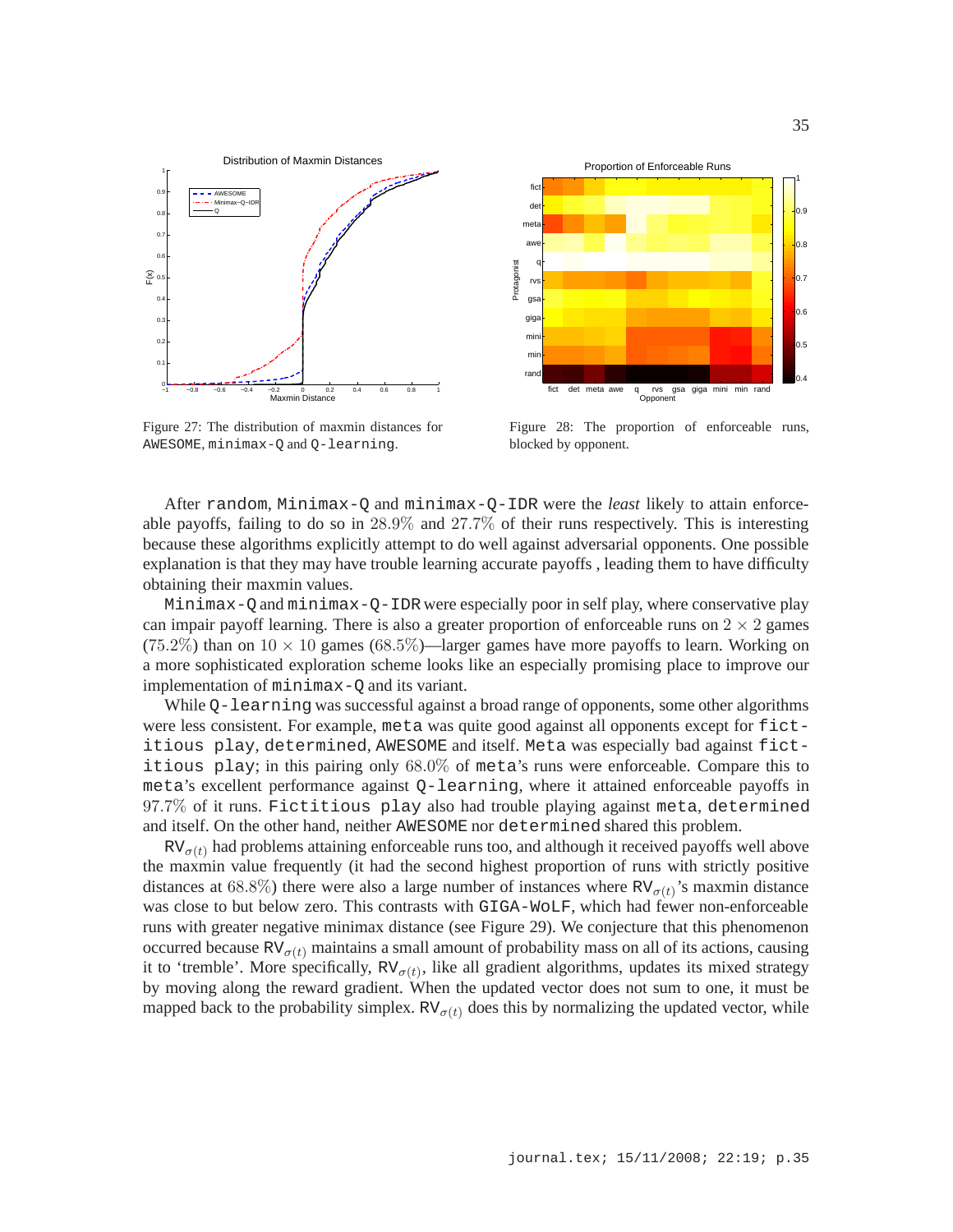Figure 27: The distribution of maxmin distances for AWESOME, minimax-Q and Q-learning.

Figure 28: The proportion of enforceable runs, blocked by opponent.

After random, Minimax-Q and minimax-Q-IDR were the *least* likely to attain enforceable payoffs, failing to do so in $28.9\%$ and $27.7\%$ of their runs respectively. This is interesting because these algorithms explicitly attempt to do well against adversarial opponents. One possible explanation is that they may have trouble learning accurate payoffs , leading them to have difficulty obtaining their maxmin values.

Minimax-Q and minimax-Q-IDR were especially poor in self play, where conservative play can impair payoff learning. There is also a greater proportion of enforceable runs on $2 \times 2$ games ($75.2\%$) than on $10 \times 10$ games ($68.5\%$)—larger games have more payoffs to learn. Working on a more sophisticated exploration scheme looks like an especially promising place to improve our implementation of minimax-Q and its variant.

While Q-learning was successful against a broad range of opponents, some other algorithms were less consistent. For example, meta was quite good against all opponents except for fictitious play, determined, AWESOME and itself. Meta was especially bad against fictitious play; in this pairing only $68.0\%$ of meta's runs were enforceable. Compare this to meta's excellent performance against Q-learning, where it attained enforceable payoffs in $97.7\%$ of it runs. Fictitious play also had trouble playing against meta, determined and itself. On the other hand, neither AWESOME nor determined shared this problem.

$\text{RV}_{\sigma(t)}$ had problems attaining enforceable runs too, and although it received payoffs well above the maxmin value frequently (it had the second highest proportion of runs with strictly positive distances at $68.8\%$) there were also a large number of instances where $\text{RV}_{\sigma(t)}$'s maxmin distance was close to but below zero. This contrasts with GIGA-WoLF, which had fewer non-enforceable runs with greater negative minimax distance (see Figure 29). We conjecture that this phenomenon occurred because $\text{RV}_{\sigma(t)}$ maintains a small amount of probability mass on all of its actions, causing it to 'tremble'. More specifically, $\text{RV}_{\sigma(t)}$, like all gradient algorithms, updates its mixed strategy by moving along the reward gradient. When the updated vector does not sum to one, it must be mapped back to the probability simplex. $\text{RV}_{\sigma(t)}$ does this by normalizing the updated vector, while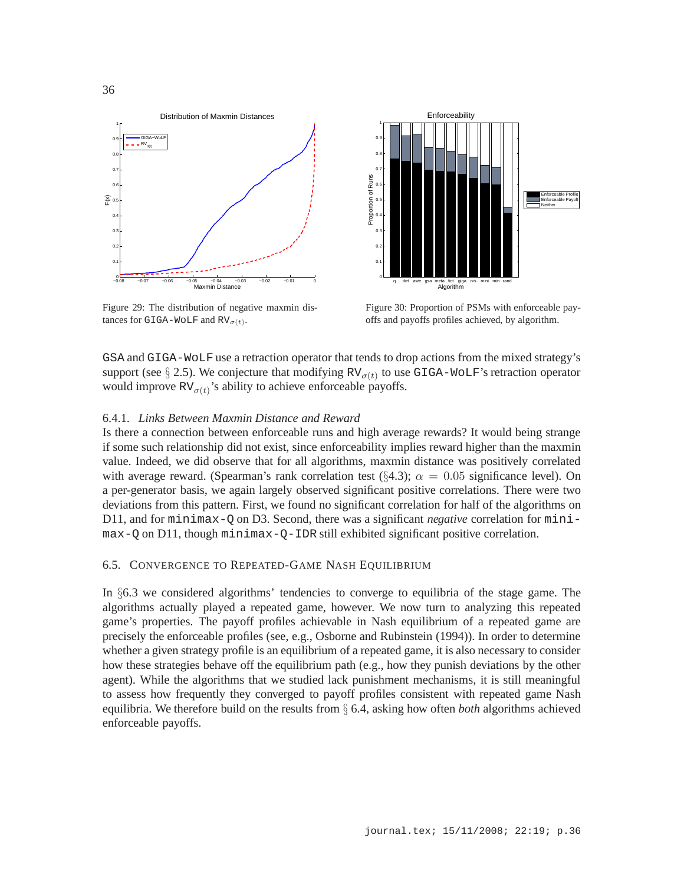Figure 29: The distribution of negative maxmin distances for GIGA-WoLF and $\text{RV}_{\sigma(t)}$.

Figure 30: Proportion of PSMs with enforceable payoffs and payoffs profiles achieved, by algorithm.

GSA and GIGA-WoLF use a retraction operator that tends to drop actions from the mixed strategy's support (see § 2.5). We conjecture that modifying $\text{RV}_{\sigma(t)}$ to use GIGA-WoLF's retraction operator would improve $\text{RV}_{\sigma(t)}$'s ability to achieve enforceable payoffs.

### 6.4.1. *Links Between Maxmin Distance and Reward*

Is there a connection between enforceable runs and high average rewards? It would being strange if some such relationship did not exist, since enforceability implies reward higher than the maxmin value. Indeed, we did observe that for all algorithms, maxmin distance was positively correlated with average reward. (Spearman's rank correlation test (§4.3); $\alpha = 0.05$ significance level). On a per-generator basis, we again largely observed significant positive correlations. There were two deviations from this pattern. First, we found no significant correlation for half of the algorithms on D11, and for minimax-Q on D3. Second, there was a significant *negative* correlation for minimax-Q on D11, though minimax-Q-IDR still exhibited significant positive correlation.

## 6.5. Convergence to Repeated-Game Nash Equilibrium

In §6.3 we considered algorithms' tendencies to converge to equilibria of the stage game. The algorithms actually played a repeated game, however. We now turn to analyzing this repeated game's properties. The payoff profiles achievable in Nash equilibrium of a repeated game are precisely the enforceable profiles (see, e.g., Osborne and Rubinstein (1994)). In order to determine whether a given strategy profile is an equilibrium of a repeated game, it is also necessary to consider how these strategies behave off the equilibrium path (e.g., how they punish deviations by the other agent). While the algorithms that we studied lack punishment mechanisms, it is still meaningful to assess how frequently they converged to payoff profiles consistent with repeated game Nash equilibria. We therefore build on the results from § 6.4, asking how often *both* algorithms achieved enforceable payoffs.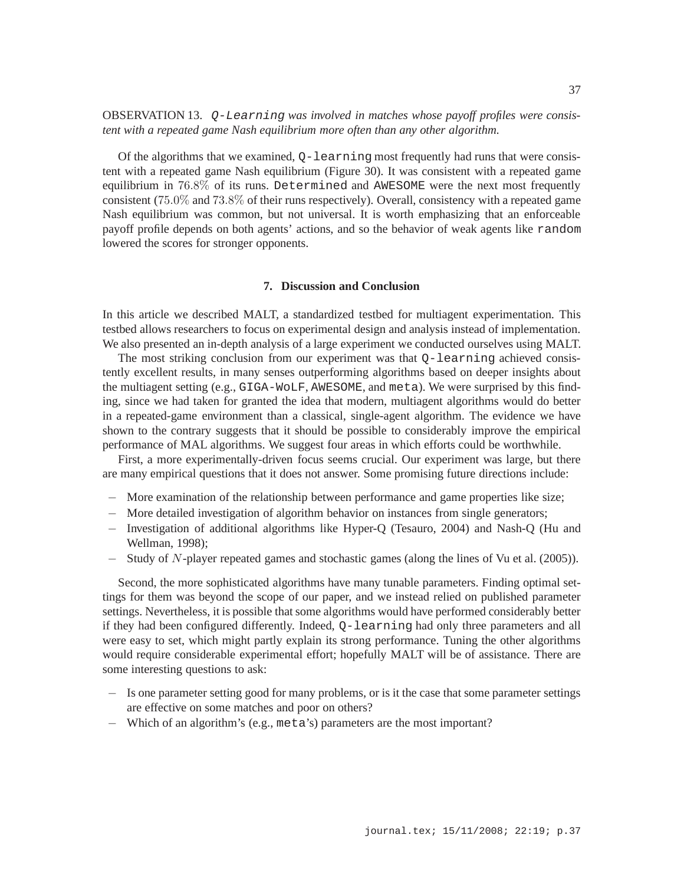OBSERVATION 13. *`Q-Learning` was involved in matches whose payoff profiles were consistent with a repeated game Nash equilibrium more often than any other algorithm.*

Of the algorithms that we examined, `Q-learning` most frequently had runs that were consistent with a repeated game Nash equilibrium (Figure 30). It was consistent with a repeated game equilibrium in $76.8\%$ of its runs. `Determined` and `AWESOME` were the next most frequently consistent ($75.0\%$ and $73.8\%$ of their runs respectively). Overall, consistency with a repeated game Nash equilibrium was common, but not universal. It is worth emphasizing that an enforceable payoff profile depends on both agents' actions, and so the behavior of weak agents like `random` lowered the scores for stronger opponents.

## 7. Discussion and Conclusion

In this article we described MALT, a standardized testbed for multiagent experimentation. This testbed allows researchers to focus on experimental design and analysis instead of implementation. We also presented an in-depth analysis of a large experiment we conducted ourselves using MALT.

The most striking conclusion from our experiment was that `Q-learning` achieved consistently excellent results, in many senses outperforming algorithms based on deeper insights about the multiagent setting (e.g., `GIGA-WoLF`, `AWESOME`, and `meta`). We were surprised by this finding, since we had taken for granted the idea that modern, multiagent algorithms would do better in a repeated-game environment than a classical, single-agent algorithm. The evidence we have shown to the contrary suggests that it should be possible to considerably improve the empirical performance of MAL algorithms. We suggest four areas in which efforts could be worthwhile.

First, a more experimentally-driven focus seems crucial. Our experiment was large, but there are many empirical questions that it does not answer. Some promising future directions include:

- More examination of the relationship between performance and game properties like size;
- More detailed investigation of algorithm behavior on instances from single generators;
- Investigation of additional algorithms like Hyper-Q (Tesauro, 2004) and Nash-Q (Hu and Wellman, 1998);
- Study of $N$-player repeated games and stochastic games (along the lines of Vu et al. (2005)).

Second, the more sophisticated algorithms have many tunable parameters. Finding optimal settings for them was beyond the scope of our paper, and we instead relied on published parameter settings. Nevertheless, it is possible that some algorithms would have performed considerably better if they had been configured differently. Indeed, `Q-learning` had only three parameters and all were easy to set, which might partly explain its strong performance. Tuning the other algorithms would require considerable experimental effort; hopefully MALT will be of assistance. There are some interesting questions to ask:

- Is one parameter setting good for many problems, or is it the case that some parameter settings are effective on some matches and poor on others?
- Which of an algorithm's (e.g., `meta`'s) parameters are the most important?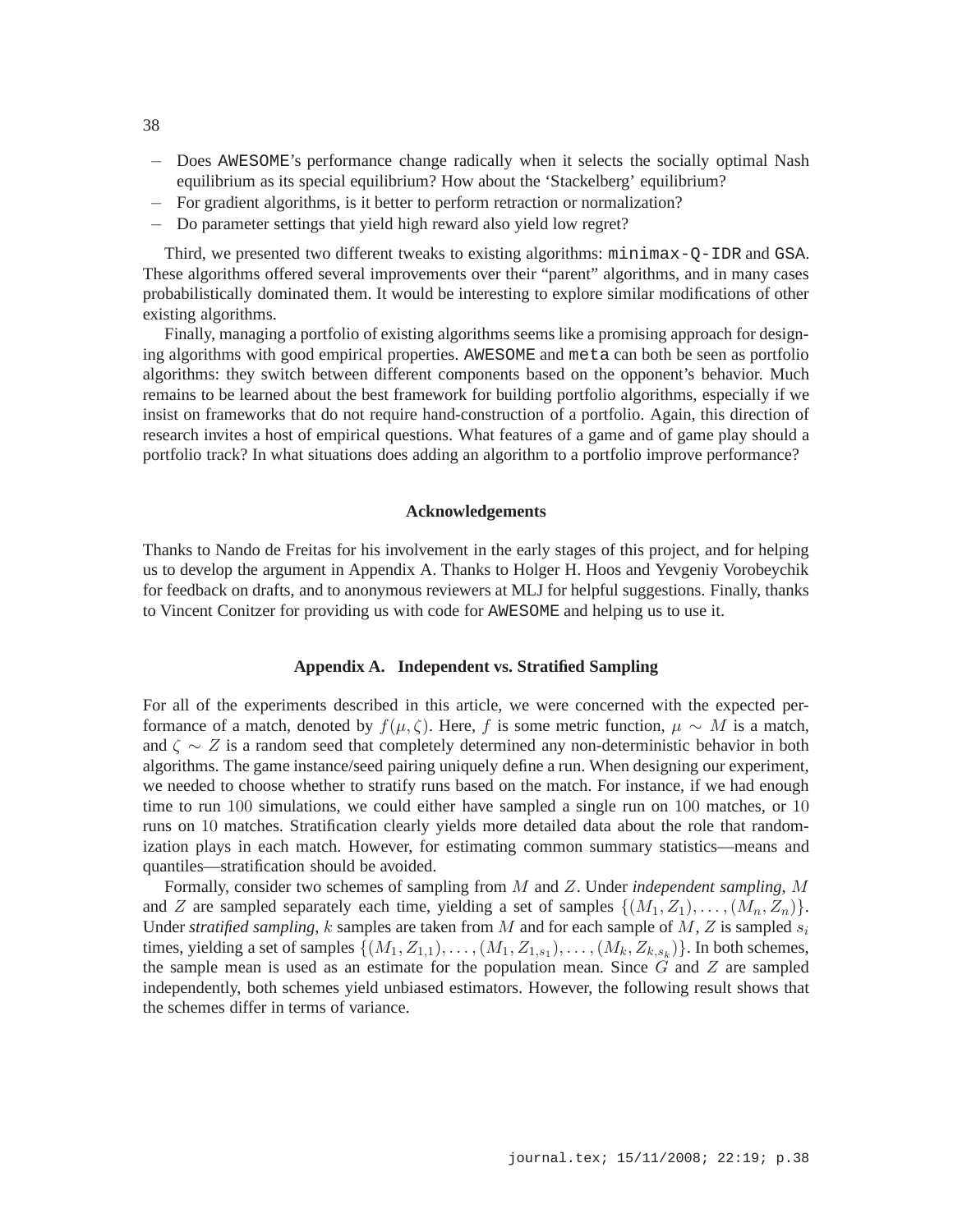- Does AWESOME's performance change radically when it selects the socially optimal Nash equilibrium as its special equilibrium? How about the 'Stackelberg' equilibrium?
- For gradient algorithms, is it better to perform retraction or normalization?
- Do parameter settings that yield high reward also yield low regret?

Third, we presented two different tweaks to existing algorithms: `minimax-Q-IDR` and `GSA`. These algorithms offered several improvements over their "parent" algorithms, and in many cases probabilistically dominated them. It would be interesting to explore similar modifications of other existing algorithms.

Finally, managing a portfolio of existing algorithms seems like a promising approach for designing algorithms with good empirical properties. `AWESOME` and `meta` can both be seen as portfolio algorithms: they switch between different components based on the opponent's behavior. Much remains to be learned about the best framework for building portfolio algorithms, especially if we insist on frameworks that do not require hand-construction of a portfolio. Again, this direction of research invites a host of empirical questions. What features of a game and of game play should a portfolio track? In what situations does adding an algorithm to a portfolio improve performance?

## Acknowledgements

Thanks to Nando de Freitas for his involvement in the early stages of this project, and for helping us to develop the argument in Appendix A. Thanks to Holger H. Hoos and Yevgeniy Vorobeychik for feedback on drafts, and to anonymous reviewers at MLJ for helpful suggestions. Finally, thanks to Vincent Conitzer for providing us with code for `AWESOME` and helping us to use it.

## Appendix A. Independent vs. Stratified Sampling

For all of the experiments described in this article, we were concerned with the expected performance of a match, denoted by $f(\mu, \zeta)$. Here, $f$ is some metric function, $\mu \sim M$ is a match, and $\zeta \sim Z$ is a random seed that completely determined any non-deterministic behavior in both algorithms. The game instance/seed pairing uniquely define a run. When designing our experiment, we needed to choose whether to stratify runs based on the match. For instance, if we had enough time to run $100$ simulations, we could either have sampled a single run on $100$ matches, or $10$ runs on $10$ matches. Stratification clearly yields more detailed data about the role that randomization plays in each match. However, for estimating common summary statistics—means and quantiles—stratification should be avoided.

Formally, consider two schemes of sampling from $M$ and $Z$. Under *independent sampling*, $M$ and $Z$ are sampled separately each time, yielding a set of samples $\{(M_1, Z_1), \ldots, (M_n, Z_n)\}$. Under *stratified sampling*, $k$ samples are taken from $M$ and for each sample of $M$, $Z$ is sampled $s_i$ times, yielding a set of samples $\{(M_1, Z_{1,1}), \ldots, (M_1, Z_{1,s_1}), \ldots, (M_k, Z_{k,s_k})\}$. In both schemes, the sample mean is used as an estimate for the population mean. Since $G$ and $Z$ are sampled independently, both schemes yield unbiased estimators. However, the following result shows that the schemes differ in terms of variance.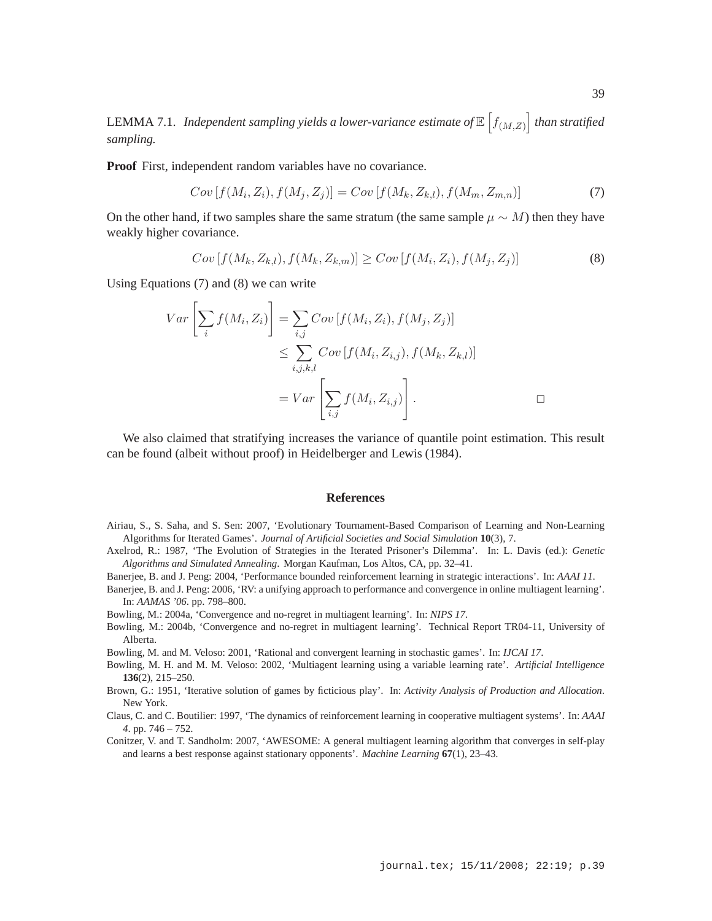LEMMA 7.1. *Independent sampling yields a lower-variance estimate of* $\mathbb{E}\left[f_{(M,Z)}\right]$ *than stratified sampling.*

**Proof** First, independent random variables have no covariance.

$$Cov\left[f(M_i, Z_i), f(M_j, Z_j)\right] = Cov\left[f(M_k, Z_{k,l}), f(M_m, Z_{m,n})\right] \tag{7}$$

On the other hand, if two samples share the same stratum (the same sample $\mu \sim M$) then they have weakly higher covariance.

$$Cov\left[f(M_k, Z_{k,l}), f(M_k, Z_{k,m})\right] \geq Cov\left[f(M_i, Z_i), f(M_j, Z_j)\right] \tag{8}$$

Using Equations (7) and (8) we can write

$$\begin{aligned}
Var\left[\sum_i f(M_i, Z_i)\right] &= \sum_{i,j} Cov\left[f(M_i, Z_i), f(M_j, Z_j)\right] \\
&\leq \sum_{i,j,k,l} Cov\left[f(M_i, Z_{i,j}), f(M_k, Z_{k,l})\right] \\
&= Var\left[\sum_{i,j} f(M_i, Z_{i,j})\right]. \qquad \square
\end{aligned}$$

We also claimed that stratifying increases the variance of quantile point estimation. This result can be found (albeit without proof) in Heidelberger and Lewis (1984).

## References

Airiau, S., S. Saha, and S. Sen: 2007, 'Evolutionary Tournament-Based Comparison of Learning and Non-Learning Algorithms for Iterated Games'. *Journal of Artificial Societies and Social Simulation* **10**(3), 7.

Axelrod, R.: 1987, 'The Evolution of Strategies in the Iterated Prisoner's Dilemma'. In: L. Davis (ed.): *Genetic Algorithms and Simulated Annealing*. Morgan Kaufman, Los Altos, CA, pp. 32–41.

Banerjee, B. and J. Peng: 2004, 'Performance bounded reinforcement learning in strategic interactions'. In: *AAAI 11*.

Banerjee, B. and J. Peng: 2006, 'RV: a unifying approach to performance and convergence in online multiagent learning'. In: *AAMAS '06*. pp. 798–800.

Bowling, M.: 2004a, 'Convergence and no-regret in multiagent learning'. In: *NIPS 17*.

Bowling, M.: 2004b, 'Convergence and no-regret in multiagent learning'. Technical Report TR04-11, University of Alberta.

Bowling, M. and M. Veloso: 2001, 'Rational and convergent learning in stochastic games'. In: *IJCAI 17*.

Bowling, M. H. and M. M. Veloso: 2002, 'Multiagent learning using a variable learning rate'. *Artificial Intelligence* **136**(2), 215–250.

Brown, G.: 1951, 'Iterative solution of games by ficticious play'. In: *Activity Analysis of Production and Allocation*. New York.

Claus, C. and C. Boutilier: 1997, 'The dynamics of reinforcement learning in cooperative multiagent systems'. In: *AAAI 4*. pp. 746 – 752.

Conitzer, V. and T. Sandholm: 2007, 'AWESOME: A general multiagent learning algorithm that converges in self-play and learns a best response against stationary opponents'. *Machine Learning* **67**(1), 23–43.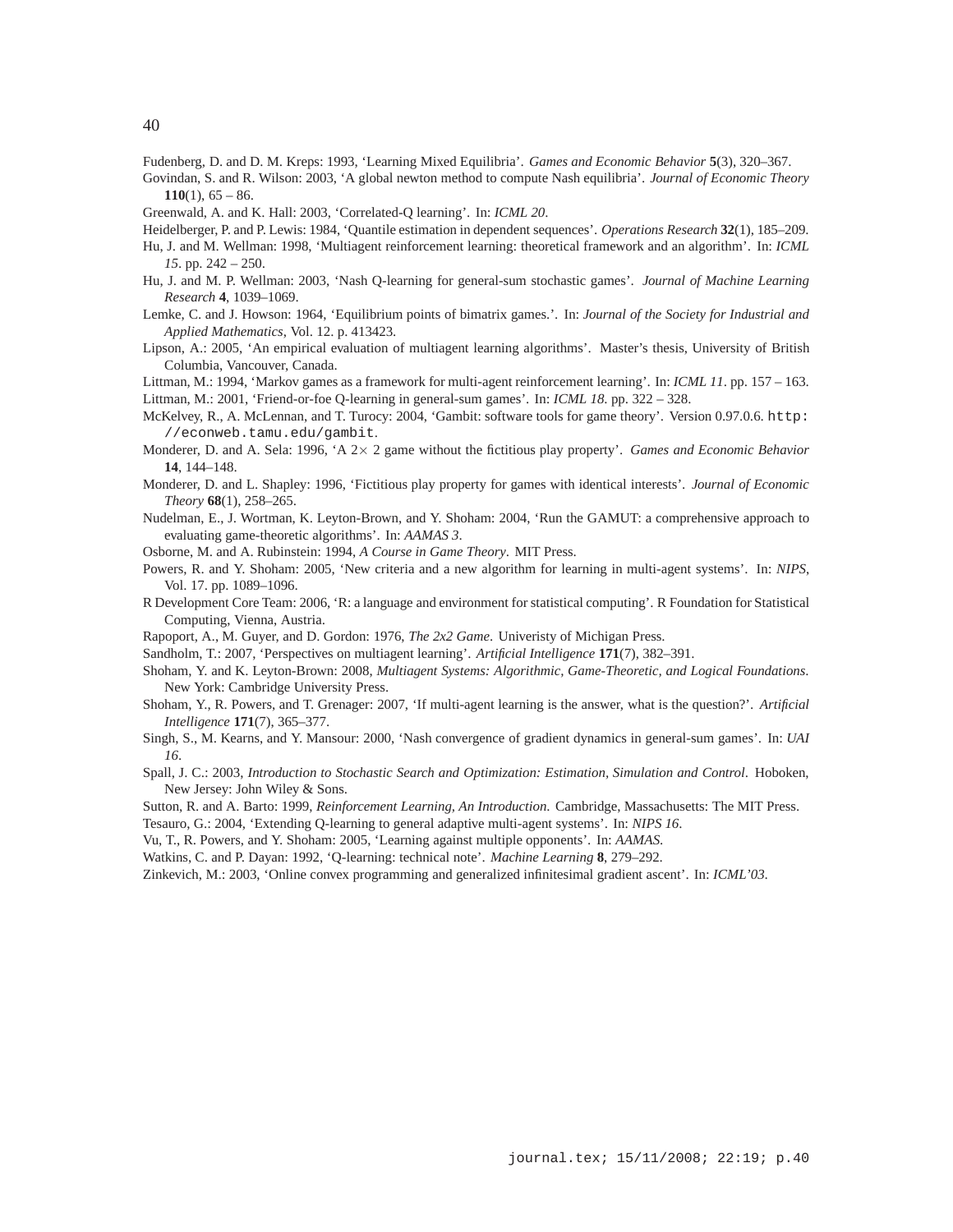Fudenberg, D. and D. M. Kreps: 1993, 'Learning Mixed Equilibria'. *Games and Economic Behavior* **5**(3), 320–367.

Govindan, S. and R. Wilson: 2003, 'A global newton method to compute Nash equilibria'. *Journal of Economic Theory* **110**(1), 65 – 86.

Greenwald, A. and K. Hall: 2003, 'Correlated-Q learning'. In: *ICML 20*.

Heidelberger, P. and P. Lewis: 1984, 'Quantile estimation in dependent sequences'. *Operations Research* **32**(1), 185–209.

Hu, J. and M. Wellman: 1998, 'Multiagent reinforcement learning: theoretical framework and an algorithm'. In: *ICML 15*. pp. 242 – 250.

Hu, J. and M. P. Wellman: 2003, 'Nash Q-learning for general-sum stochastic games'. *Journal of Machine Learning Research* **4**, 1039–1069.

Lemke, C. and J. Howson: 1964, 'Equilibrium points of bimatrix games.'. In: *Journal of the Society for Industrial and Applied Mathematics*, Vol. 12. p. 413423.

Lipson, A.: 2005, 'An empirical evaluation of multiagent learning algorithms'. Master's thesis, University of British Columbia, Vancouver, Canada.

Littman, M.: 1994, 'Markov games as a framework for multi-agent reinforcement learning'. In: *ICML 11*. pp. 157 – 163.

Littman, M.: 2001, 'Friend-or-foe Q-learning in general-sum games'. In: *ICML 18*. pp. 322 – 328.

McKelvey, R., A. McLennan, and T. Turocy: 2004, 'Gambit: software tools for game theory'. Version 0.97.0.6. `http://econweb.tamu.edu/gambit`.

Monderer, D. and A. Sela: 1996, 'A 2× 2 game without the fictitious play property'. *Games and Economic Behavior* **14**, 144–148.

Monderer, D. and L. Shapley: 1996, 'Fictitious play property for games with identical interests'. *Journal of Economic Theory* **68**(1), 258–265.

Nudelman, E., J. Wortman, K. Leyton-Brown, and Y. Shoham: 2004, 'Run the GAMUT: a comprehensive approach to evaluating game-theoretic algorithms'. In: *AAMAS 3*.

Osborne, M. and A. Rubinstein: 1994, *A Course in Game Theory*. MIT Press.

Powers, R. and Y. Shoham: 2005, 'New criteria and a new algorithm for learning in multi-agent systems'. In: *NIPS*, Vol. 17. pp. 1089–1096.

R Development Core Team: 2006, 'R: a language and environment for statistical computing'. R Foundation for Statistical Computing, Vienna, Austria.

Rapoport, A., M. Guyer, and D. Gordon: 1976, *The 2x2 Game*. Univeristy of Michigan Press.

Sandholm, T.: 2007, 'Perspectives on multiagent learning'. *Artificial Intelligence* **171**(7), 382–391.

Shoham, Y. and K. Leyton-Brown: 2008, *Multiagent Systems: Algorithmic, Game-Theoretic, and Logical Foundations*. New York: Cambridge University Press.

Shoham, Y., R. Powers, and T. Grenager: 2007, 'If multi-agent learning is the answer, what is the question?'. *Artificial Intelligence* **171**(7), 365–377.

Singh, S., M. Kearns, and Y. Mansour: 2000, 'Nash convergence of gradient dynamics in general-sum games'. In: *UAI 16*.

Spall, J. C.: 2003, *Introduction to Stochastic Search and Optimization: Estimation, Simulation and Control*. Hoboken, New Jersey: John Wiley & Sons.

Sutton, R. and A. Barto: 1999, *Reinforcement Learning, An Introduction.* Cambridge, Massachusetts: The MIT Press.

Tesauro, G.: 2004, 'Extending Q-learning to general adaptive multi-agent systems'. In: *NIPS 16*.

Vu, T., R. Powers, and Y. Shoham: 2005, 'Learning against multiple opponents'. In: *AAMAS*.

Watkins, C. and P. Dayan: 1992, 'Q-learning: technical note'. *Machine Learning* **8**, 279–292.

Zinkevich, M.: 2003, 'Online convex programming and generalized infinitesimal gradient ascent'. In: *ICML'03*.